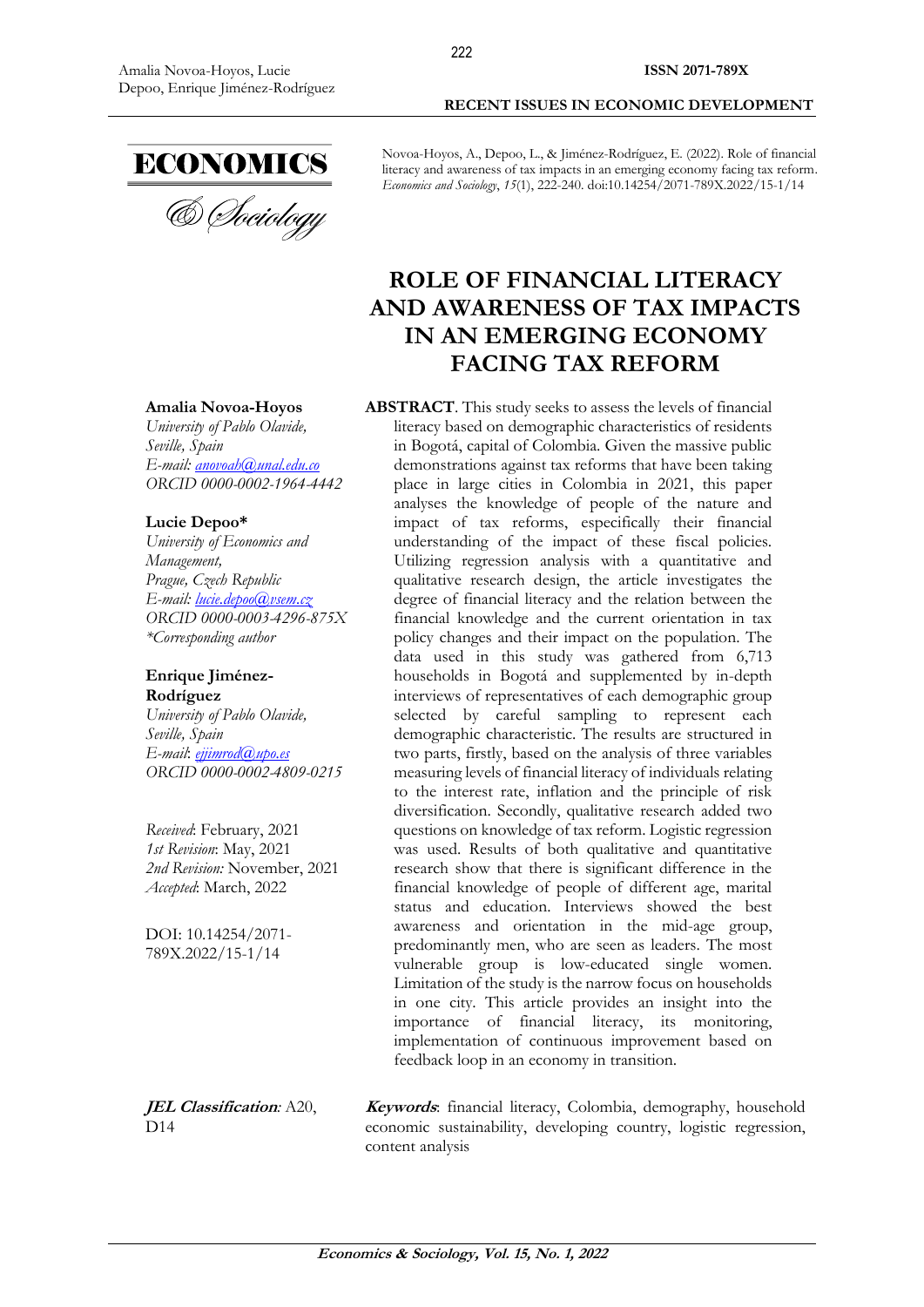Novoa-Hoyos, A., Depoo, L., & Jiménez-Rodríguez, E. (2022). Role of financial literacy and awareness of tax impacts in an emerging economy facing tax reform. *Economics and Sociology*, *15*(1), 222-240. doi:10.14254/2071-789X.2022/15-1/14

# ROLE OF FINANCIAL LITERACY AND AWARENESS OF TAX IMPACTS IN AN EMERGING ECONOMY FACING TAX REFORM

**Amalia Novoa-Hoyos**
*University of Pablo Olavide, Seville, Spain*
*E-mail: anovoah@unal.edu.co*
*ORCID 0000-0002-1964-4442*

**Lucie Depoo***
*University of Economics and Management, Prague, Czech Republic*
*E-mail: lucie.depoo@vsem.cz*
*ORCID 0000-0003-4296-875X*
*\*Corresponding author*

**Enrique Jiménez-Rodríguez**
*University of Pablo Olavide, Seville, Spain*
*E-mail: ejjimrod@upo.es*
*ORCID 0000-0002-4809-0215*

*Received*: February, 2021
*1st Revision*: May, 2021
*2nd Revision:* November, 2021
*Accepted*: March, 2022

DOI: 10.14254/2071-789X.2022/15-1/14

**ABSTRACT**. This study seeks to assess the levels of financial literacy based on demographic characteristics of residents in Bogotá, capital of Colombia. Given the massive public demonstrations against tax reforms that have been taking place in large cities in Colombia in 2021, this paper analyses the knowledge of people of the nature and impact of tax reforms, especially their financial understanding of the impact of these fiscal policies. Utilizing regression analysis with a quantitative and qualitative research design, the article investigates the degree of financial literacy and the relation between the financial knowledge and the current orientation in tax policy changes and their impact on the population. The data used in this study was gathered from 6,713 households in Bogotá and supplemented by in-depth interviews of representatives of each demographic group selected by careful sampling to represent each demographic characteristic. The results are structured in two parts, firstly, based on the analysis of three variables measuring levels of financial literacy of individuals relating to the interest rate, inflation and the principle of risk diversification. Secondly, qualitative research added two questions on knowledge of tax reform. Logistic regression was used. Results of both qualitative and quantitative research show that there is significant difference in the financial knowledge of people of different age, marital status and education. Interviews showed the best awareness and orientation in the mid-age group, predominantly men, who are seen as leaders. The most vulnerable group is low-educated single women. Limitation of the study is the narrow focus on households in one city. This article provides an insight into the importance of financial literacy, its monitoring, implementation of continuous improvement based on feedback loop in an economy in transition.

***JEL Classification**:* A20, D14

***Keywords***: financial literacy, Colombia, demography, household economic sustainability, developing country, logistic regression, content analysis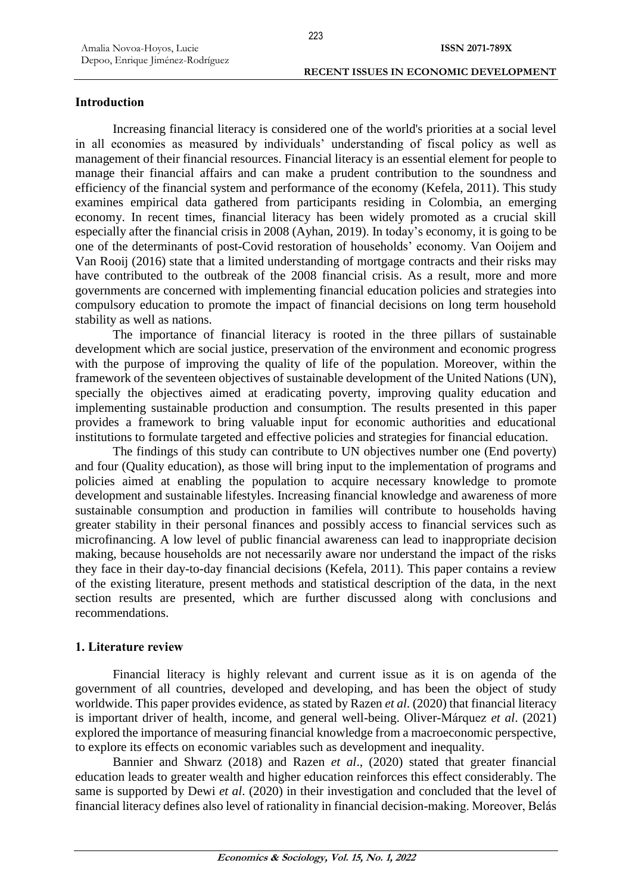## Introduction

Increasing financial literacy is considered one of the world's priorities at a social level in all economies as measured by individuals' understanding of fiscal policy as well as management of their financial resources. Financial literacy is an essential element for people to manage their financial affairs and can make a prudent contribution to the soundness and efficiency of the financial system and performance of the economy (Kefela, 2011). This study examines empirical data gathered from participants residing in Colombia, an emerging economy. In recent times, financial literacy has been widely promoted as a crucial skill especially after the financial crisis in 2008 (Ayhan, 2019). In today's economy, it is going to be one of the determinants of post-Covid restoration of households' economy. Van Ooijem and Van Rooij (2016) state that a limited understanding of mortgage contracts and their risks may have contributed to the outbreak of the 2008 financial crisis. As a result, more and more governments are concerned with implementing financial education policies and strategies into compulsory education to promote the impact of financial decisions on long term household stability as well as nations.

The importance of financial literacy is rooted in the three pillars of sustainable development which are social justice, preservation of the environment and economic progress with the purpose of improving the quality of life of the population. Moreover, within the framework of the seventeen objectives of sustainable development of the United Nations (UN), specially the objectives aimed at eradicating poverty, improving quality education and implementing sustainable production and consumption. The results presented in this paper provides a framework to bring valuable input for economic authorities and educational institutions to formulate targeted and effective policies and strategies for financial education.

The findings of this study can contribute to UN objectives number one (End poverty) and four (Quality education), as those will bring input to the implementation of programs and policies aimed at enabling the population to acquire necessary knowledge to promote development and sustainable lifestyles. Increasing financial knowledge and awareness of more sustainable consumption and production in families will contribute to households having greater stability in their personal finances and possibly access to financial services such as microfinancing. A low level of public financial awareness can lead to inappropriate decision making, because households are not necessarily aware nor understand the impact of the risks they face in their day-to-day financial decisions (Kefela, 2011). This paper contains a review of the existing literature, present methods and statistical description of the data, in the next section results are presented, which are further discussed along with conclusions and recommendations.

## 1. Literature review

Financial literacy is highly relevant and current issue as it is on agenda of the government of all countries, developed and developing, and has been the object of study worldwide. This paper provides evidence, as stated by Razen *et al.* (2020) that financial literacy is important driver of health, income, and general well-being. Oliver-Márquez *et al*. (2021) explored the importance of measuring financial knowledge from a macroeconomic perspective, to explore its effects on economic variables such as development and inequality.

Bannier and Shwarz (2018) and Razen *et al*., (2020) stated that greater financial education leads to greater wealth and higher education reinforces this effect considerably. The same is supported by Dewi *et al*. (2020) in their investigation and concluded that the level of financial literacy defines also level of rationality in financial decision-making. Moreover, Belás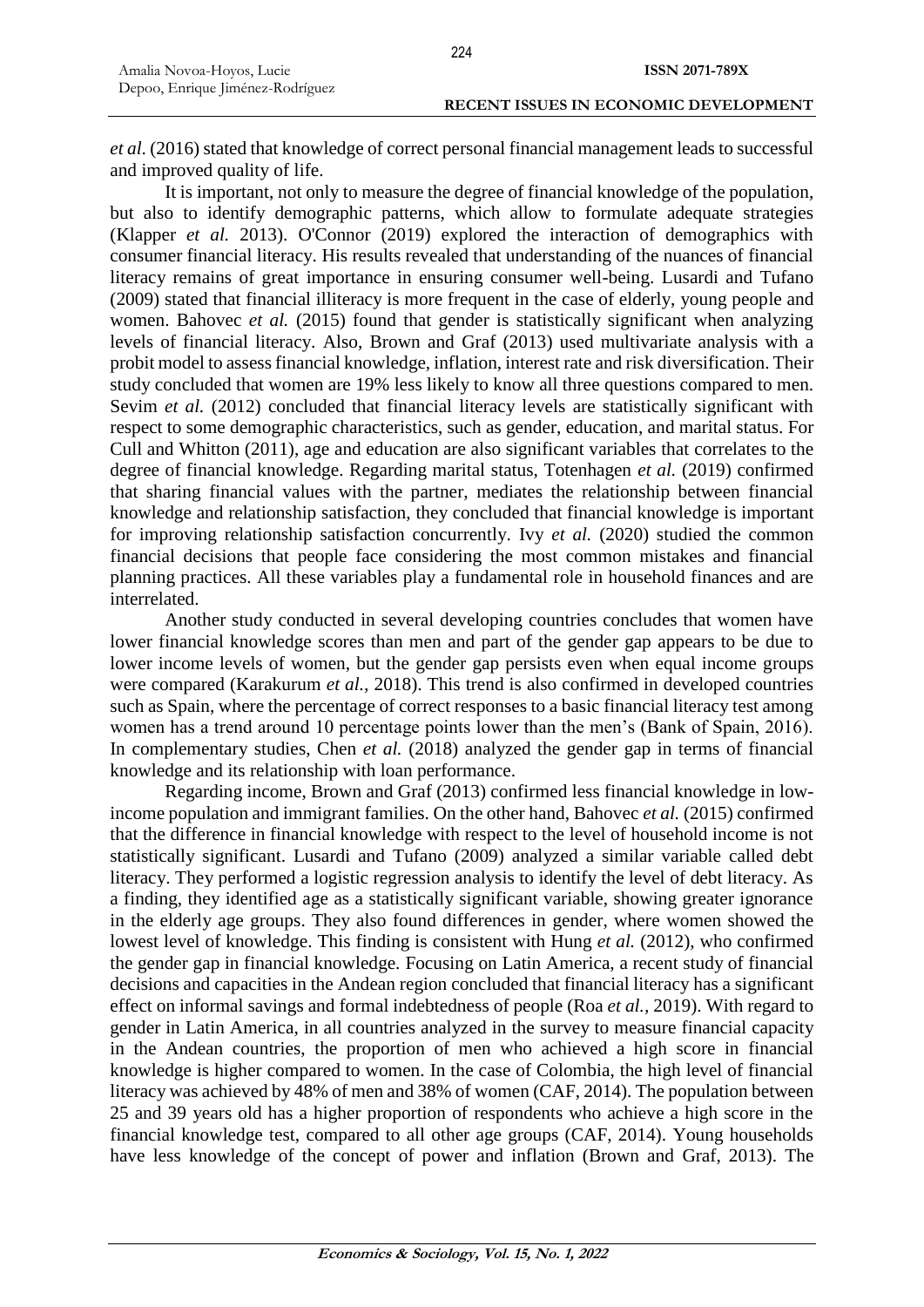*et al.* (2016) stated that knowledge of correct personal financial management leads to successful and improved quality of life.

It is important, not only to measure the degree of financial knowledge of the population, but also to identify demographic patterns, which allow to formulate adequate strategies (Klapper *et al.* 2013). O'Connor (2019) explored the interaction of demographics with consumer financial literacy. His results revealed that understanding of the nuances of financial literacy remains of great importance in ensuring consumer well-being. Lusardi and Tufano (2009) stated that financial illiteracy is more frequent in the case of elderly, young people and women. Bahovec *et al.* (2015) found that gender is statistically significant when analyzing levels of financial literacy. Also, Brown and Graf (2013) used multivariate analysis with a probit model to assess financial knowledge, inflation, interest rate and risk diversification. Their study concluded that women are 19% less likely to know all three questions compared to men. Sevim *et al.* (2012) concluded that financial literacy levels are statistically significant with respect to some demographic characteristics, such as gender, education, and marital status. For Cull and Whitton (2011), age and education are also significant variables that correlates to the degree of financial knowledge. Regarding marital status, Totenhagen *et al.* (2019) confirmed that sharing financial values with the partner, mediates the relationship between financial knowledge and relationship satisfaction, they concluded that financial knowledge is important for improving relationship satisfaction concurrently. Ivy *et al.* (2020) studied the common financial decisions that people face considering the most common mistakes and financial planning practices. All these variables play a fundamental role in household finances and are interrelated.

Another study conducted in several developing countries concludes that women have lower financial knowledge scores than men and part of the gender gap appears to be due to lower income levels of women, but the gender gap persists even when equal income groups were compared (Karakurum *et al.,* 2018). This trend is also confirmed in developed countries such as Spain, where the percentage of correct responses to a basic financial literacy test among women has a trend around 10 percentage points lower than the men's (Bank of Spain, 2016). In complementary studies, Chen *et al.* (2018) analyzed the gender gap in terms of financial knowledge and its relationship with loan performance.

Regarding income, Brown and Graf (2013) confirmed less financial knowledge in low-income population and immigrant families. On the other hand, Bahovec *et al.* (2015) confirmed that the difference in financial knowledge with respect to the level of household income is not statistically significant. Lusardi and Tufano (2009) analyzed a similar variable called debt literacy. They performed a logistic regression analysis to identify the level of debt literacy. As a finding, they identified age as a statistically significant variable, showing greater ignorance in the elderly age groups. They also found differences in gender, where women showed the lowest level of knowledge. This finding is consistent with Hung *et al.* (2012), who confirmed the gender gap in financial knowledge. Focusing on Latin America, a recent study of financial decisions and capacities in the Andean region concluded that financial literacy has a significant effect on informal savings and formal indebtedness of people (Roa *et al.,* 2019). With regard to gender in Latin America, in all countries analyzed in the survey to measure financial capacity in the Andean countries, the proportion of men who achieved a high score in financial knowledge is higher compared to women. In the case of Colombia, the high level of financial literacy was achieved by 48% of men and 38% of women (CAF, 2014). The population between 25 and 39 years old has a higher proportion of respondents who achieve a high score in the financial knowledge test, compared to all other age groups (CAF, 2014). Young households have less knowledge of the concept of power and inflation (Brown and Graf, 2013). The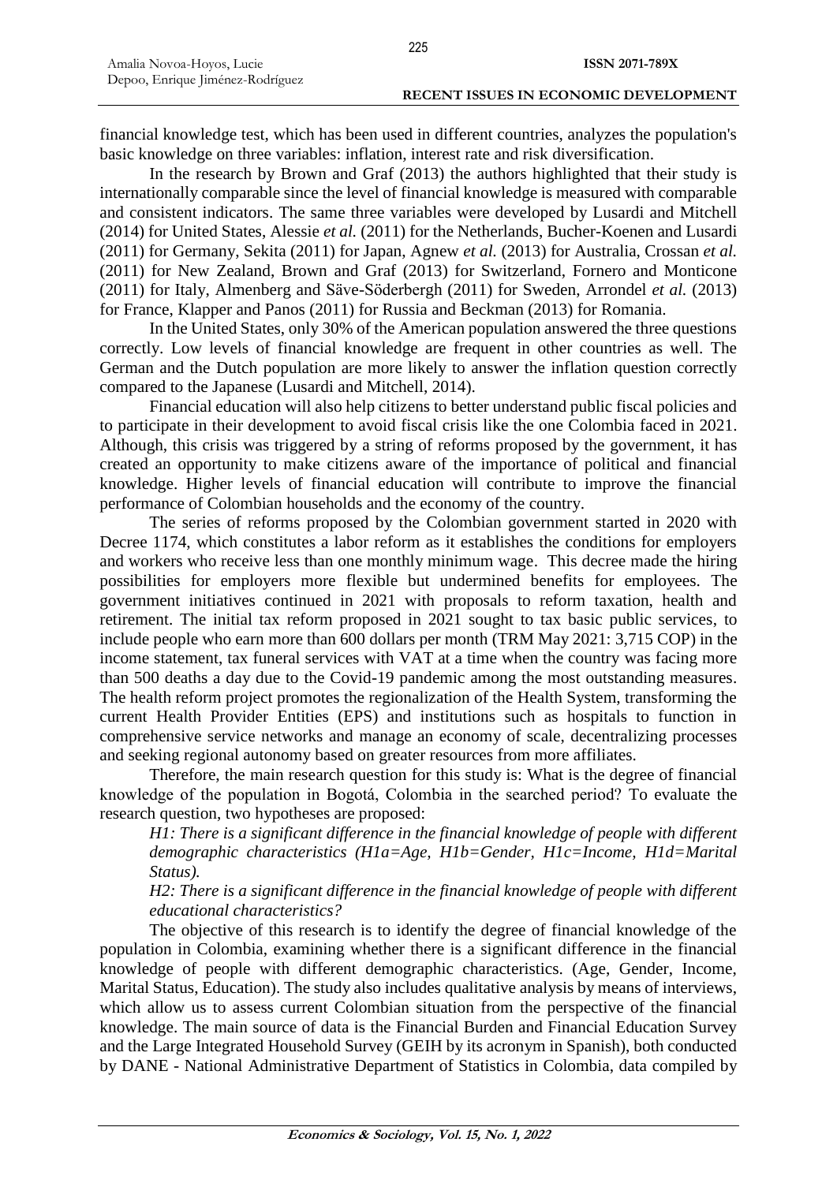financial knowledge test, which has been used in different countries, analyzes the population's basic knowledge on three variables: inflation, interest rate and risk diversification.

In the research by Brown and Graf (2013) the authors highlighted that their study is internationally comparable since the level of financial knowledge is measured with comparable and consistent indicators. The same three variables were developed by Lusardi and Mitchell (2014) for United States, Alessie *et al.* (2011) for the Netherlands, Bucher-Koenen and Lusardi (2011) for Germany, Sekita (2011) for Japan, Agnew *et al.* (2013) for Australia, Crossan *et al.* (2011) for New Zealand, Brown and Graf (2013) for Switzerland, Fornero and Monticone (2011) for Italy, Almenberg and Säve-Söderbergh (2011) for Sweden, Arrondel *et al.* (2013) for France, Klapper and Panos (2011) for Russia and Beckman (2013) for Romania.

In the United States, only 30% of the American population answered the three questions correctly. Low levels of financial knowledge are frequent in other countries as well. The German and the Dutch population are more likely to answer the inflation question correctly compared to the Japanese (Lusardi and Mitchell, 2014).

Financial education will also help citizens to better understand public fiscal policies and to participate in their development to avoid fiscal crisis like the one Colombia faced in 2021. Although, this crisis was triggered by a string of reforms proposed by the government, it has created an opportunity to make citizens aware of the importance of political and financial knowledge. Higher levels of financial education will contribute to improve the financial performance of Colombian households and the economy of the country.

The series of reforms proposed by the Colombian government started in 2020 with Decree 1174, which constitutes a labor reform as it establishes the conditions for employers and workers who receive less than one monthly minimum wage. This decree made the hiring possibilities for employers more flexible but undermined benefits for employees. The government initiatives continued in 2021 with proposals to reform taxation, health and retirement. The initial tax reform proposed in 2021 sought to tax basic public services, to include people who earn more than 600 dollars per month (TRM May 2021: 3,715 COP) in the income statement, tax funeral services with VAT at a time when the country was facing more than 500 deaths a day due to the Covid-19 pandemic among the most outstanding measures. The health reform project promotes the regionalization of the Health System, transforming the current Health Provider Entities (EPS) and institutions such as hospitals to function in comprehensive service networks and manage an economy of scale, decentralizing processes and seeking regional autonomy based on greater resources from more affiliates.

Therefore, the main research question for this study is: What is the degree of financial knowledge of the population in Bogotá, Colombia in the searched period? To evaluate the research question, two hypotheses are proposed:

*H1: There is a significant difference in the financial knowledge of people with different demographic characteristics (H1a=Age, H1b=Gender, H1c=Income, H1d=Marital Status).*

*H2: There is a significant difference in the financial knowledge of people with different educational characteristics?*

The objective of this research is to identify the degree of financial knowledge of the population in Colombia, examining whether there is a significant difference in the financial knowledge of people with different demographic characteristics. (Age, Gender, Income, Marital Status, Education). The study also includes qualitative analysis by means of interviews, which allow us to assess current Colombian situation from the perspective of the financial knowledge. The main source of data is the Financial Burden and Financial Education Survey and the Large Integrated Household Survey (GEIH by its acronym in Spanish), both conducted by DANE - National Administrative Department of Statistics in Colombia, data compiled by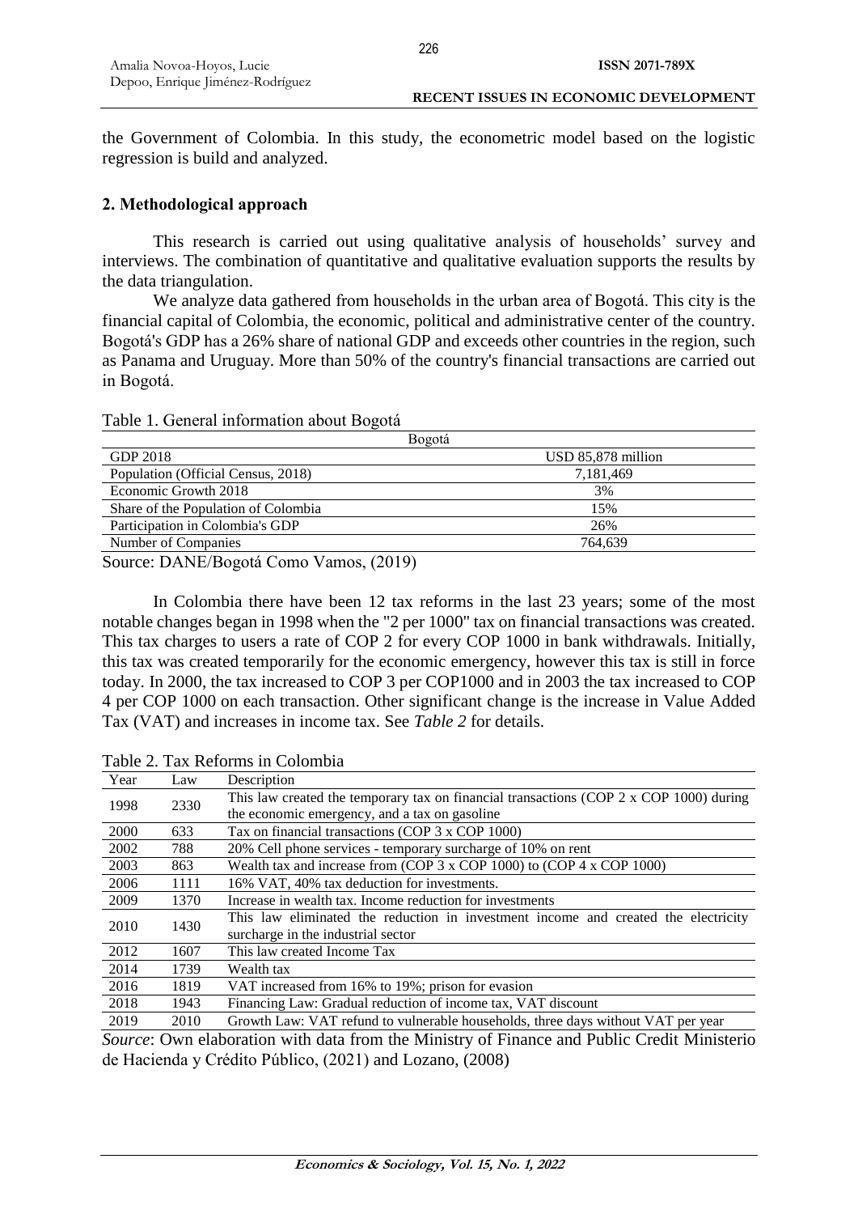the Government of Colombia. In this study, the econometric model based on the logistic regression is build and analyzed.

## 2. Methodological approach

This research is carried out using qualitative analysis of households' survey and interviews. The combination of quantitative and qualitative evaluation supports the results by the data triangulation.

We analyze data gathered from households in the urban area of Bogotá. This city is the financial capital of Colombia, the economic, political and administrative center of the country. Bogotá's GDP has a 26% share of national GDP and exceeds other countries in the region, such as Panama and Uruguay. More than 50% of the country's financial transactions are carried out in Bogotá.

Table 1. General information about Bogotá

| Bogotá | |
|---|---|
| GDP 2018 | USD 85,878 million |
| Population (Official Census, 2018) | 7,181,469 |
| Economic Growth 2018 | 3% |
| Share of the Population of Colombia | 15% |
| Participation in Colombia's GDP | 26% |
| Number of Companies | 764,639 |

Source: DANE/Bogotá Como Vamos, (2019)

In Colombia there have been 12 tax reforms in the last 23 years; some of the most notable changes began in 1998 when the "2 per 1000" tax on financial transactions was created. This tax charges to users a rate of COP 2 for every COP 1000 in bank withdrawals. Initially, this tax was created temporarily for the economic emergency, however this tax is still in force today. In 2000, the tax increased to COP 3 per COP1000 and in 2003 the tax increased to COP 4 per COP 1000 on each transaction. Other significant change is the increase in Value Added Tax (VAT) and increases in income tax. See *Table 2* for details.

Table 2. Tax Reforms in Colombia

| Year | Law | Description |
|---|---|---|
| 1998 | 2330 | This law created the temporary tax on financial transactions (COP 2 x COP 1000) during the economic emergency, and a tax on gasoline |
| 2000 | 633 | Tax on financial transactions (COP 3 x COP 1000) |
| 2002 | 788 | 20% Cell phone services - temporary surcharge of 10% on rent |
| 2003 | 863 | Wealth tax and increase from (COP 3 x COP 1000) to (COP 4 x COP 1000) |
| 2006 | 1111 | 16% VAT, 40% tax deduction for investments. |
| 2009 | 1370 | Increase in wealth tax. Income reduction for investments |
| 2010 | 1430 | This law eliminated the reduction in investment income and created the electricity surcharge in the industrial sector |
| 2012 | 1607 | This law created Income Tax |
| 2014 | 1739 | Wealth tax |
| 2016 | 1819 | VAT increased from 16% to 19%; prison for evasion |
| 2018 | 1943 | Financing Law: Gradual reduction of income tax, VAT discount |
| 2019 | 2010 | Growth Law: VAT refund to vulnerable households, three days without VAT per year |

*Source*: Own elaboration with data from the Ministry of Finance and Public Credit Ministerio de Hacienda y Crédito Público, (2021) and Lozano, (2008)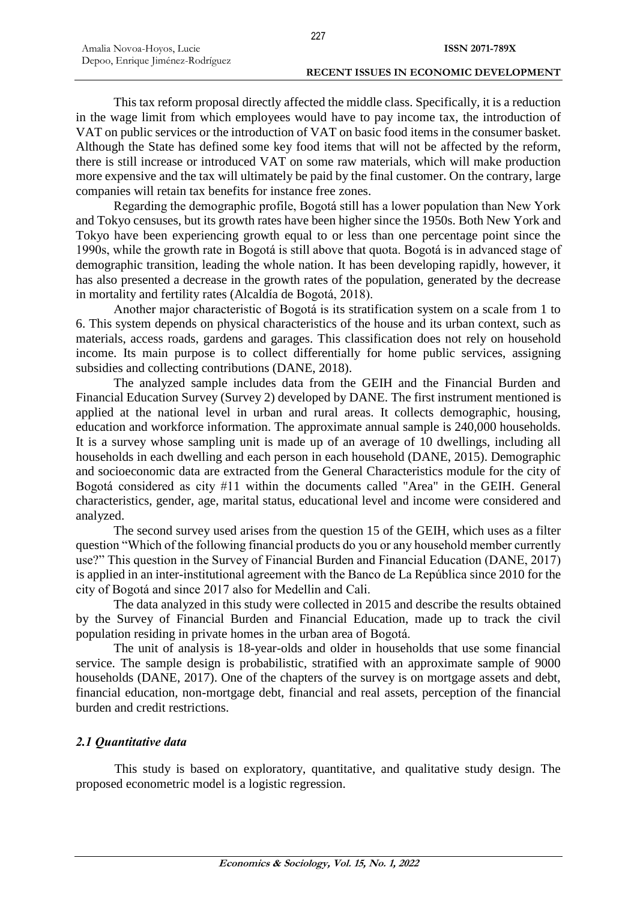This tax reform proposal directly affected the middle class. Specifically, it is a reduction in the wage limit from which employees would have to pay income tax, the introduction of VAT on public services or the introduction of VAT on basic food items in the consumer basket. Although the State has defined some key food items that will not be affected by the reform, there is still increase or introduced VAT on some raw materials, which will make production more expensive and the tax will ultimately be paid by the final customer. On the contrary, large companies will retain tax benefits for instance free zones.

Regarding the demographic profile, Bogotá still has a lower population than New York and Tokyo censuses, but its growth rates have been higher since the 1950s. Both New York and Tokyo have been experiencing growth equal to or less than one percentage point since the 1990s, while the growth rate in Bogotá is still above that quota. Bogotá is in advanced stage of demographic transition, leading the whole nation. It has been developing rapidly, however, it has also presented a decrease in the growth rates of the population, generated by the decrease in mortality and fertility rates (Alcaldía de Bogotá, 2018).

Another major characteristic of Bogotá is its stratification system on a scale from 1 to 6. This system depends on physical characteristics of the house and its urban context, such as materials, access roads, gardens and garages. This classification does not rely on household income. Its main purpose is to collect differentially for home public services, assigning subsidies and collecting contributions (DANE, 2018).

The analyzed sample includes data from the GEIH and the Financial Burden and Financial Education Survey (Survey 2) developed by DANE. The first instrument mentioned is applied at the national level in urban and rural areas. It collects demographic, housing, education and workforce information. The approximate annual sample is 240,000 households. It is a survey whose sampling unit is made up of an average of 10 dwellings, including all households in each dwelling and each person in each household (DANE, 2015). Demographic and socioeconomic data are extracted from the General Characteristics module for the city of Bogotá considered as city #11 within the documents called "Area" in the GEIH. General characteristics, gender, age, marital status, educational level and income were considered and analyzed.

The second survey used arises from the question 15 of the GEIH, which uses as a filter question "Which of the following financial products do you or any household member currently use?" This question in the Survey of Financial Burden and Financial Education (DANE, 2017) is applied in an inter-institutional agreement with the Banco de La República since 2010 for the city of Bogotá and since 2017 also for Medellin and Cali.

The data analyzed in this study were collected in 2015 and describe the results obtained by the Survey of Financial Burden and Financial Education, made up to track the civil population residing in private homes in the urban area of Bogotá.

The unit of analysis is 18-year-olds and older in households that use some financial service. The sample design is probabilistic, stratified with an approximate sample of 9000 households (DANE, 2017). One of the chapters of the survey is on mortgage assets and debt, financial education, non-mortgage debt, financial and real assets, perception of the financial burden and credit restrictions.

### *2.1 Quantitative data*

This study is based on exploratory, quantitative, and qualitative study design. The proposed econometric model is a logistic regression.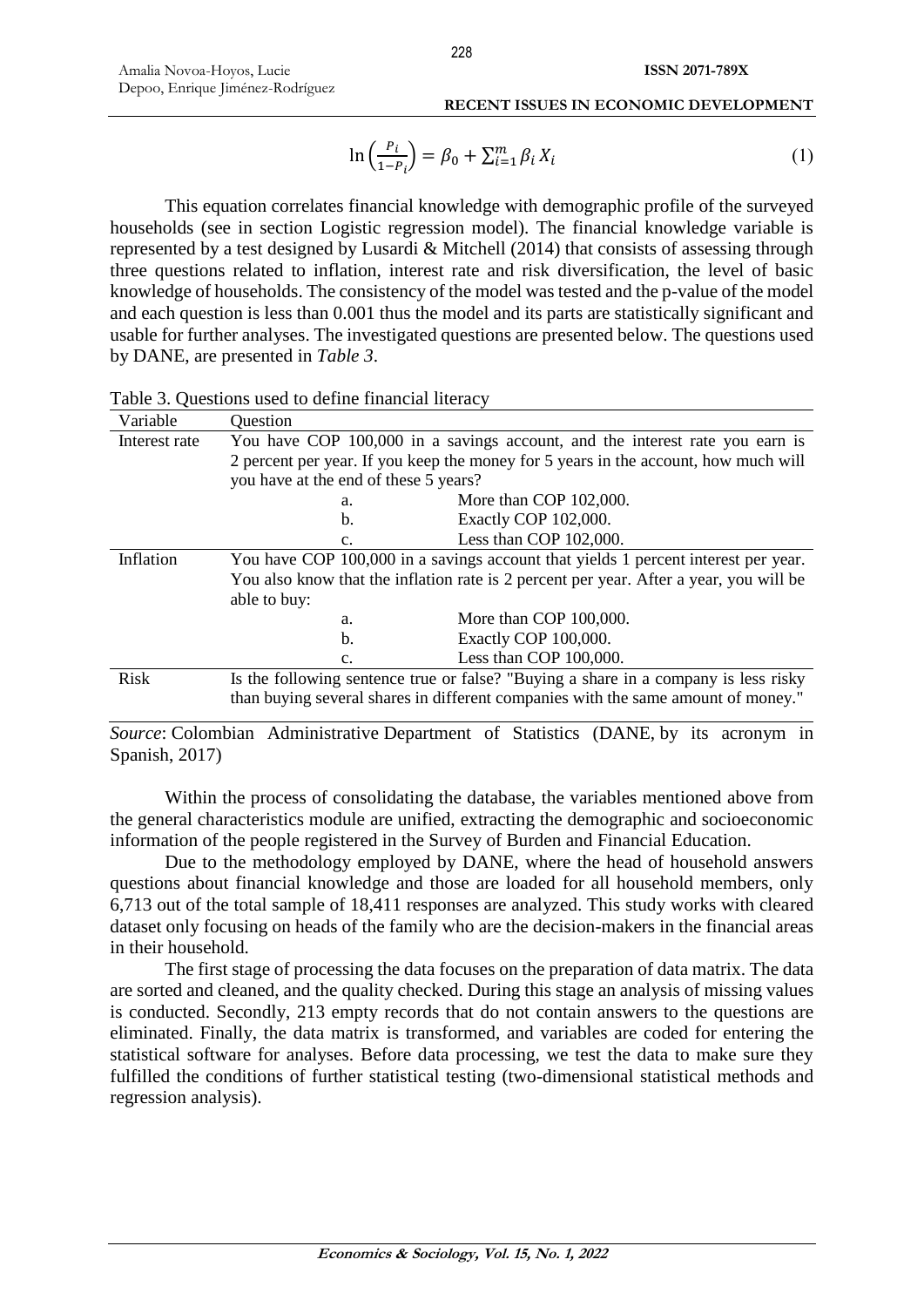$$\ln\left(\frac{P_i}{1-P_i}\right) = \beta_0 + \sum_{i=1}^{m} \beta_i X_i \tag{1}$$

This equation correlates financial knowledge with demographic profile of the surveyed households (see in section Logistic regression model). The financial knowledge variable is represented by a test designed by Lusardi & Mitchell (2014) that consists of assessing through three questions related to inflation, interest rate and risk diversification, the level of basic knowledge of households. The consistency of the model was tested and the p-value of the model and each question is less than 0.001 thus the model and its parts are statistically significant and usable for further analyses. The investigated questions are presented below. The questions used by DANE, are presented in *Table 3*.

Table 3. Questions used to define financial literacy

| Variable | Question |
|---|---|
| Interest rate | You have COP 100,000 in a savings account, and the interest rate you earn is 2 percent per year. If you keep the money for 5 years in the account, how much will you have at the end of these 5 years?<br>a. More than COP 102,000.<br>b. Exactly COP 102,000.<br>c. Less than COP 102,000. |
| Inflation | You have COP 100,000 in a savings account that yields 1 percent interest per year. You also know that the inflation rate is 2 percent per year. After a year, you will be able to buy:<br>a. More than COP 100,000.<br>b. Exactly COP 100,000.<br>c. Less than COP 100,000. |
| Risk | Is the following sentence true or false? "Buying a share in a company is less risky than buying several shares in different companies with the same amount of money." |

*Source*: Colombian Administrative Department of Statistics (DANE, by its acronym in Spanish, 2017)

Within the process of consolidating the database, the variables mentioned above from the general characteristics module are unified, extracting the demographic and socioeconomic information of the people registered in the Survey of Burden and Financial Education.

Due to the methodology employed by DANE, where the head of household answers questions about financial knowledge and those are loaded for all household members, only 6,713 out of the total sample of 18,411 responses are analyzed. This study works with cleared dataset only focusing on heads of the family who are the decision-makers in the financial areas in their household.

The first stage of processing the data focuses on the preparation of data matrix. The data are sorted and cleaned, and the quality checked. During this stage an analysis of missing values is conducted. Secondly, 213 empty records that do not contain answers to the questions are eliminated. Finally, the data matrix is transformed, and variables are coded for entering the statistical software for analyses. Before data processing, we test the data to make sure they fulfilled the conditions of further statistical testing (two-dimensional statistical methods and regression analysis).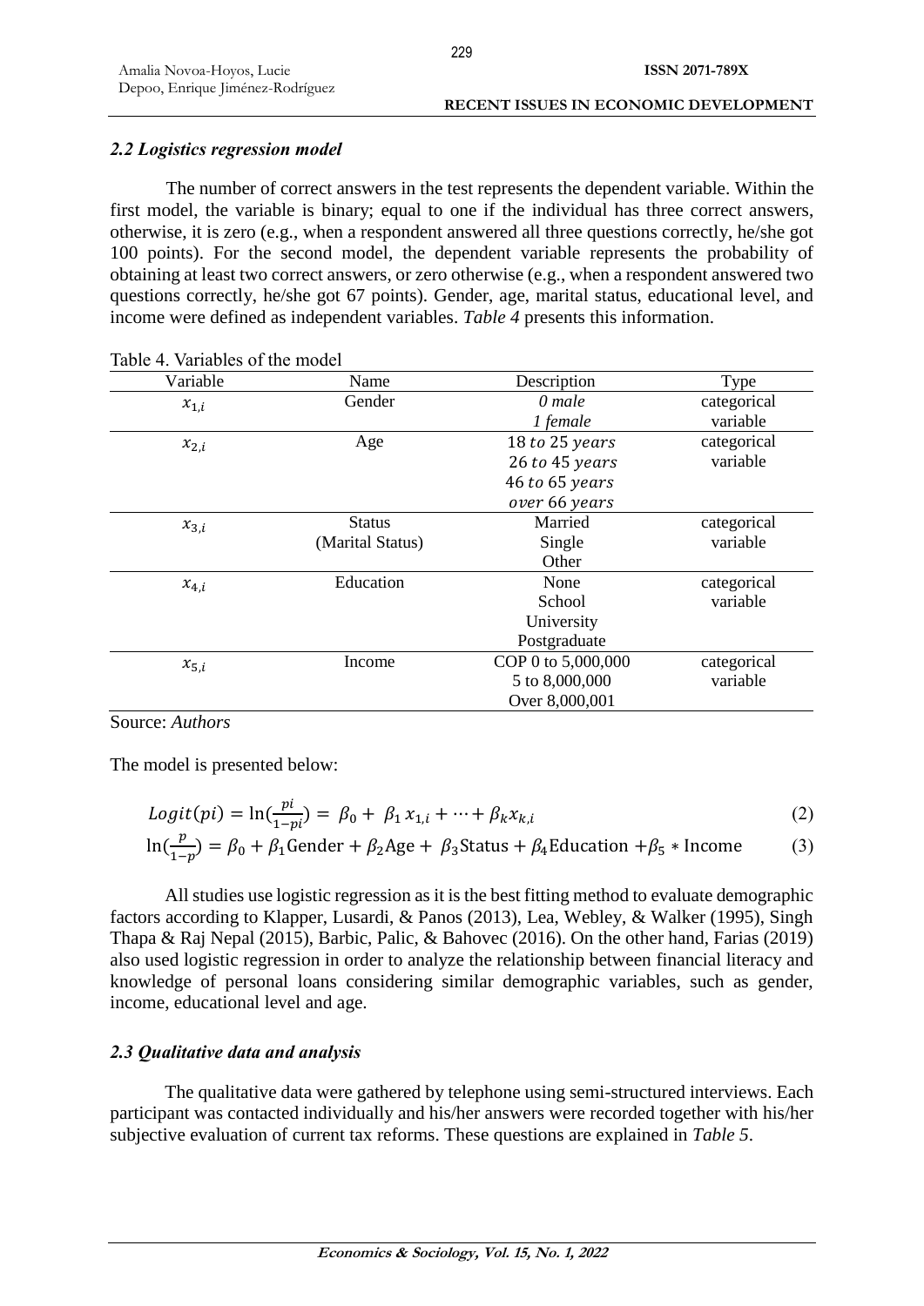### *2.2 Logistics regression model*

The number of correct answers in the test represents the dependent variable. Within the first model, the variable is binary; equal to one if the individual has three correct answers, otherwise, it is zero (e.g., when a respondent answered all three questions correctly, he/she got 100 points). For the second model, the dependent variable represents the probability of obtaining at least two correct answers, or zero otherwise (e.g., when a respondent answered two questions correctly, he/she got 67 points). Gender, age, marital status, educational level, and income were defined as independent variables. *Table 4* presents this information.

Table 4. Variables of the model

| Variable | Name | Description | Type |
|---|---|---|---|
| $x_{1,i}$ | Gender | *0 male*<br>*1 female* | categorical variable |
| $x_{2,i}$ | Age | $18\ to\ 25\ years$<br>$26\ to\ 45\ years$<br>$46\ to\ 65\ years$<br>$over\ 66\ years$ | categorical variable |
| $x_{3,i}$ | Status (Marital Status) | Married<br>Single<br>Other | categorical variable |
| $x_{4,i}$ | Education | None<br>School<br>University<br>Postgraduate | categorical variable |
| $x_{5,i}$ | Income | COP 0 to 5,000,000<br>5 to 8,000,000<br>Over 8,000,001 | categorical variable |

Source: *Authors*

The model is presented below:

$$Logit(pi) = \ln(\frac{pi}{1-pi}) = \beta_0 + \beta_1 x_{1,i} + \cdots + \beta_k x_{k,i} \tag{2}$$

$$\ln(\frac{p}{1-p}) = \beta_0 + \beta_1 \text{Gender} + \beta_2 \text{Age} + \beta_3 \text{Status} + \beta_4 \text{Education} + \beta_5 * \text{Income} \tag{3}$$

All studies use logistic regression as it is the best fitting method to evaluate demographic factors according to Klapper, Lusardi, & Panos (2013), Lea, Webley, & Walker (1995), Singh Thapa & Raj Nepal (2015), Barbic, Palic, & Bahovec (2016). On the other hand, Farias (2019) also used logistic regression in order to analyze the relationship between financial literacy and knowledge of personal loans considering similar demographic variables, such as gender, income, educational level and age.

### *2.3 Qualitative data and analysis*

The qualitative data were gathered by telephone using semi-structured interviews. Each participant was contacted individually and his/her answers were recorded together with his/her subjective evaluation of current tax reforms. These questions are explained in *Table 5*.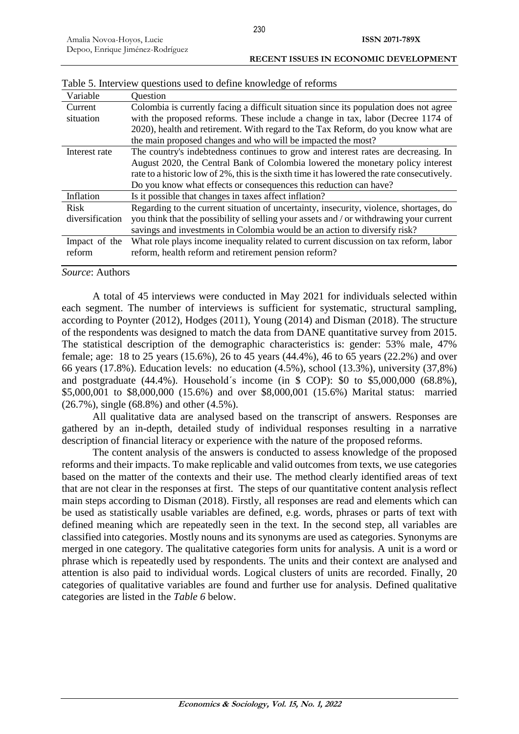Table 5. Interview questions used to define knowledge of reforms

| Variable | Question |
|---|---|
| Current situation | Colombia is currently facing a difficult situation since its population does not agree with the proposed reforms. These include a change in tax, labor (Decree 1174 of 2020), health and retirement. With regard to the Tax Reform, do you know what are the main proposed changes and who will be impacted the most? |
| Interest rate | The country's indebtedness continues to grow and interest rates are decreasing. In August 2020, the Central Bank of Colombia lowered the monetary policy interest rate to a historic low of 2%, this is the sixth time it has lowered the rate consecutively. Do you know what effects or consequences this reduction can have? |
| Inflation | Is it possible that changes in taxes affect inflation? |
| Risk diversification | Regarding to the current situation of uncertainty, insecurity, violence, shortages, do you think that the possibility of selling your assets and / or withdrawing your current savings and investments in Colombia would be an action to diversify risk? |
| Impact of the reform | What role plays income inequality related to current discussion on tax reform, labor reform, health reform and retirement pension reform? |

*Source*: Authors

A total of 45 interviews were conducted in May 2021 for individuals selected within each segment. The number of interviews is sufficient for systematic, structural sampling, according to Poynter (2012), Hodges (2011), Young (2014) and Disman (2018). The structure of the respondents was designed to match the data from DANE quantitative survey from 2015. The statistical description of the demographic characteristics is: gender: 53% male, 47% female; age: 18 to 25 years (15.6%), 26 to 45 years (44.4%), 46 to 65 years (22.2%) and over 66 years (17.8%). Education levels: no education (4.5%), school (13.3%), university (37,8%) and postgraduate (44.4%). Household´s income (in $ COP): $0 to $5,000,000 (68.8%), $5,000,001 to $8,000,000 (15.6%) and over $8,000,001 (15.6%) Marital status: married (26.7%), single (68.8%) and other (4.5%).

All qualitative data are analysed based on the transcript of answers. Responses are gathered by an in-depth, detailed study of individual responses resulting in a narrative description of financial literacy or experience with the nature of the proposed reforms.

The content analysis of the answers is conducted to assess knowledge of the proposed reforms and their impacts. To make replicable and valid outcomes from texts, we use categories based on the matter of the contexts and their use. The method clearly identified areas of text that are not clear in the responses at first. The steps of our quantitative content analysis reflect main steps according to Disman (2018). Firstly, all responses are read and elements which can be used as statistically usable variables are defined, e.g. words, phrases or parts of text with defined meaning which are repeatedly seen in the text. In the second step, all variables are classified into categories. Mostly nouns and its synonyms are used as categories. Synonyms are merged in one category. The qualitative categories form units for analysis. A unit is a word or phrase which is repeatedly used by respondents. The units and their context are analysed and attention is also paid to individual words. Logical clusters of units are recorded. Finally, 20 categories of qualitative variables are found and further use for analysis. Defined qualitative categories are listed in the *Table 6* below.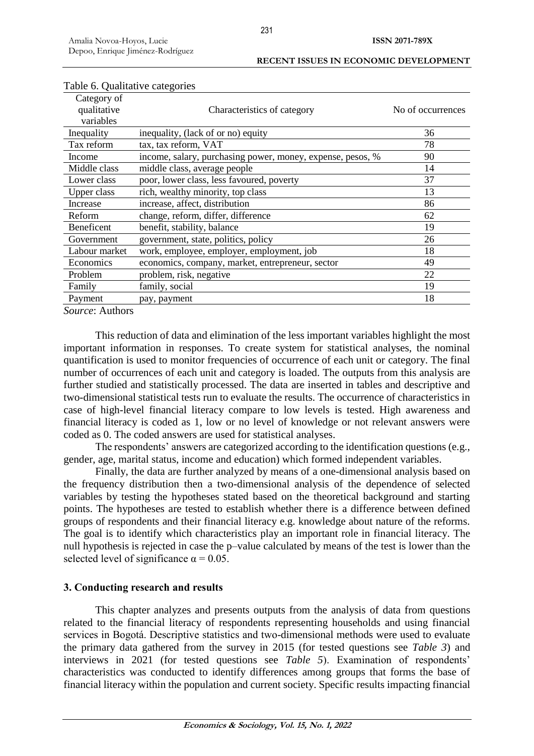Table 6. Qualitative categories

| Category of qualitative variables | Characteristics of category | No of occurrences |
|---|---|---|
| Inequality | inequality, (lack of or no) equity | 36 |
| Tax reform | tax, tax reform, VAT | 78 |
| Income | income, salary, purchasing power, money, expense, pesos, % | 90 |
| Middle class | middle class, average people | 14 |
| Lower class | poor, lower class, less favoured, poverty | 37 |
| Upper class | rich, wealthy minority, top class | 13 |
| Increase | increase, affect, distribution | 86 |
| Reform | change, reform, differ, difference | 62 |
| Beneficent | benefit, stability, balance | 19 |
| Government | government, state, politics, policy | 26 |
| Labour market | work, employee, employer, employment, job | 18 |
| Economics | economics, company, market, entrepreneur, sector | 49 |
| Problem | problem, risk, negative | 22 |
| Family | family, social | 19 |
| Payment | pay, payment | 18 |

*Source*: Authors

This reduction of data and elimination of the less important variables highlight the most important information in responses. To create system for statistical analyses, the nominal quantification is used to monitor frequencies of occurrence of each unit or category. The final number of occurrences of each unit and category is loaded. The outputs from this analysis are further studied and statistically processed. The data are inserted in tables and descriptive and two-dimensional statistical tests run to evaluate the results. The occurrence of characteristics in case of high-level financial literacy compare to low levels is tested. High awareness and financial literacy is coded as 1, low or no level of knowledge or not relevant answers were coded as 0. The coded answers are used for statistical analyses.

The respondents' answers are categorized according to the identification questions (e.g., gender, age, marital status, income and education) which formed independent variables.

Finally, the data are further analyzed by means of a one-dimensional analysis based on the frequency distribution then a two-dimensional analysis of the dependence of selected variables by testing the hypotheses stated based on the theoretical background and starting points. The hypotheses are tested to establish whether there is a difference between defined groups of respondents and their financial literacy e.g. knowledge about nature of the reforms. The goal is to identify which characteristics play an important role in financial literacy. The null hypothesis is rejected in case the p–value calculated by means of the test is lower than the selected level of significance $\alpha = 0.05$.

## 3. Conducting research and results

This chapter analyzes and presents outputs from the analysis of data from questions related to the financial literacy of respondents representing households and using financial services in Bogotá. Descriptive statistics and two-dimensional methods were used to evaluate the primary data gathered from the survey in 2015 (for tested questions see *Table 3*) and interviews in 2021 (for tested questions see *Table 5*). Examination of respondents' characteristics was conducted to identify differences among groups that forms the base of financial literacy within the population and current society. Specific results impacting financial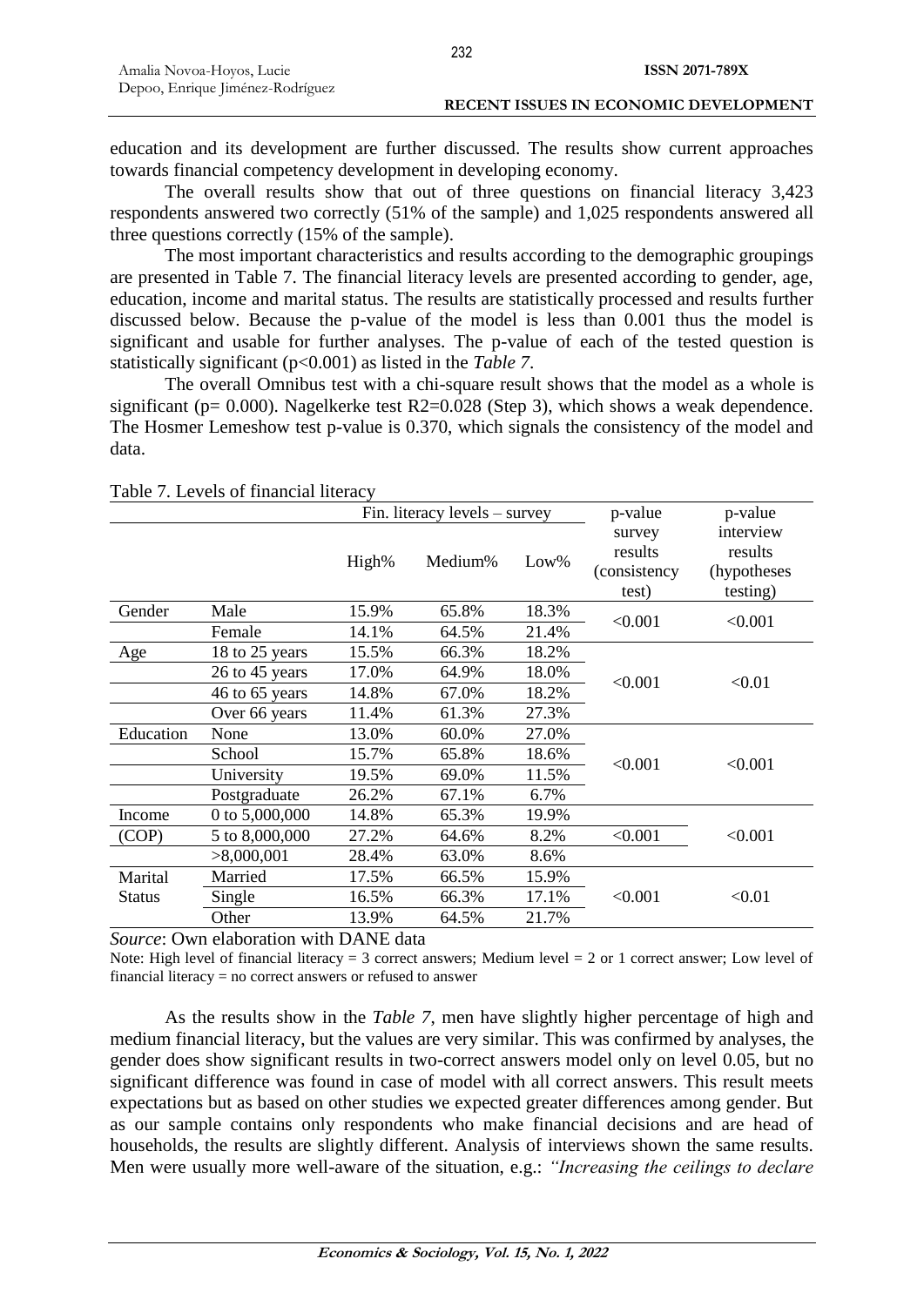education and its development are further discussed. The results show current approaches towards financial competency development in developing economy.

The overall results show that out of three questions on financial literacy 3,423 respondents answered two correctly (51% of the sample) and 1,025 respondents answered all three questions correctly (15% of the sample).

The most important characteristics and results according to the demographic groupings are presented in Table 7. The financial literacy levels are presented according to gender, age, education, income and marital status. The results are statistically processed and results further discussed below. Because the p-value of the model is less than 0.001 thus the model is significant and usable for further analyses. The p-value of each of the tested question is statistically significant ($p<0.001$) as listed in the *Table 7*.

The overall Omnibus test with a chi-square result shows that the model as a whole is significant ($p= 0.000$). Nagelkerke test $R2=0.028$ (Step 3), which shows a weak dependence. The Hosmer Lemeshow test p-value is 0.370, which signals the consistency of the model and data.

Table 7. Levels of financial literacy

| | | Fin. literacy levels – survey | | | p-value survey results (consistency test) | p-value interview results (hypotheses testing) |
|---|---|---|---|---|---|---|
| | | High% | Medium% | Low% | | |
| Gender | Male | 15.9% | 65.8% | 18.3% | <0.001 | <0.001 |
| | Female | 14.1% | 64.5% | 21.4% | | |
| Age | 18 to 25 years | 15.5% | 66.3% | 18.2% | <0.001 | <0.01 |
| | 26 to 45 years | 17.0% | 64.9% | 18.0% | | |
| | 46 to 65 years | 14.8% | 67.0% | 18.2% | | |
| | Over 66 years | 11.4% | 61.3% | 27.3% | | |
| Education | None | 13.0% | 60.0% | 27.0% | <0.001 | <0.001 |
| | School | 15.7% | 65.8% | 18.6% | | |
| | University | 19.5% | 69.0% | 11.5% | | |
| | Postgraduate | 26.2% | 67.1% | 6.7% | | |
| Income (COP) | 0 to 5,000,000 | 14.8% | 65.3% | 19.9% | <0.001 | <0.001 |
| | 5 to 8,000,000 | 27.2% | 64.6% | 8.2% | | |
| | >8,000,001 | 28.4% | 63.0% | 8.6% | | |
| Marital Status | Married | 17.5% | 66.5% | 15.9% | <0.001 | <0.01 |
| | Single | 16.5% | 66.3% | 17.1% | | |
| | Other | 13.9% | 64.5% | 21.7% | | |

*Source*: Own elaboration with DANE data

Note: High level of financial literacy = 3 correct answers; Medium level = 2 or 1 correct answer; Low level of financial literacy = no correct answers or refused to answer

As the results show in the *Table 7*, men have slightly higher percentage of high and medium financial literacy, but the values are very similar. This was confirmed by analyses, the gender does show significant results in two-correct answers model only on level 0.05, but no significant difference was found in case of model with all correct answers. This result meets expectations but as based on other studies we expected greater differences among gender. But as our sample contains only respondents who make financial decisions and are head of households, the results are slightly different. Analysis of interviews shown the same results. Men were usually more well-aware of the situation, e.g.: *"Increasing the ceilings to declare*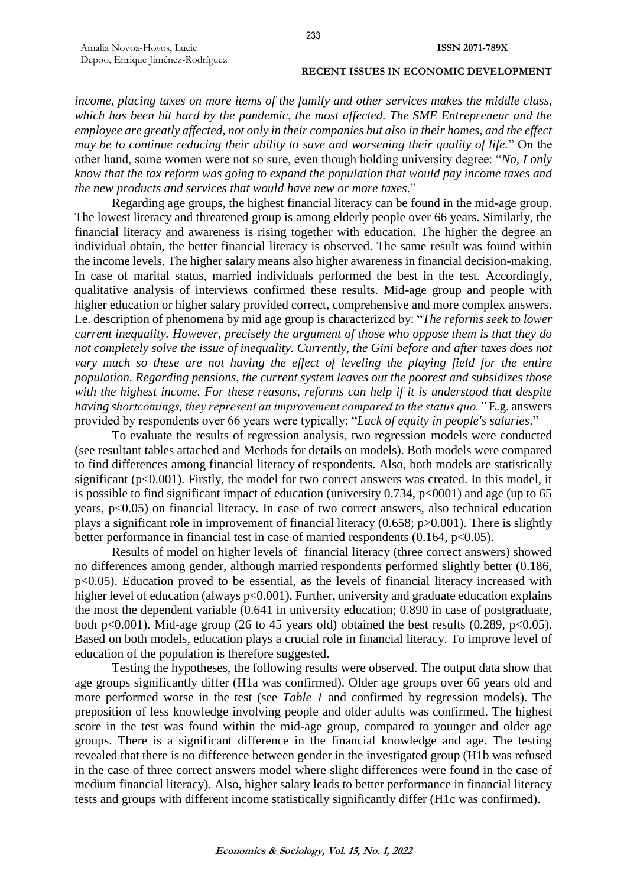*income, placing taxes on more items of the family and other services makes the middle class, which has been hit hard by the pandemic, the most affected. The SME Entrepreneur and the employee are greatly affected, not only in their companies but also in their homes, and the effect may be to continue reducing their ability to save and worsening their quality of life.*" On the other hand, some women were not so sure, even though holding university degree: "*No, I only know that the tax reform was going to expand the population that would pay income taxes and the new products and services that would have new or more taxes*."

Regarding age groups, the highest financial literacy can be found in the mid-age group. The lowest literacy and threatened group is among elderly people over 66 years. Similarly, the financial literacy and awareness is rising together with education. The higher the degree an individual obtain, the better financial literacy is observed. The same result was found within the income levels. The higher salary means also higher awareness in financial decision-making. In case of marital status, married individuals performed the best in the test. Accordingly, qualitative analysis of interviews confirmed these results. Mid-age group and people with higher education or higher salary provided correct, comprehensive and more complex answers. I.e. description of phenomena by mid age group is characterized by: "*The reforms seek to lower current inequality. However, precisely the argument of those who oppose them is that they do not completely solve the issue of inequality. Currently, the Gini before and after taxes does not vary much so these are not having the effect of leveling the playing field for the entire population. Regarding pensions, the current system leaves out the poorest and subsidizes those with the highest income. For these reasons, reforms can help if it is understood that despite having shortcomings, they represent an improvement compared to the status quo.*" E.g. answers provided by respondents over 66 years were typically: "*Lack of equity in people's salaries*."

To evaluate the results of regression analysis, two regression models were conducted (see resultant tables attached and Methods for details on models). Both models were compared to find differences among financial literacy of respondents. Also, both models are statistically significant ($p<0.001$). Firstly, the model for two correct answers was created. In this model, it is possible to find significant impact of education (university 0.734, $p<0001$) and age (up to 65 years, $p<0.05$) on financial literacy. In case of two correct answers, also technical education plays a significant role in improvement of financial literacy (0.658; $p>0.001$). There is slightly better performance in financial test in case of married respondents (0.164, $p<0.05$).

Results of model on higher levels of financial literacy (three correct answers) showed no differences among gender, although married respondents performed slightly better (0.186, $p<0.05$). Education proved to be essential, as the levels of financial literacy increased with higher level of education (always $p<0.001$). Further, university and graduate education explains the most the dependent variable (0.641 in university education; 0.890 in case of postgraduate, both $p<0.001$). Mid-age group (26 to 45 years old) obtained the best results (0.289, $p<0.05$). Based on both models, education plays a crucial role in financial literacy. To improve level of education of the population is therefore suggested.

Testing the hypotheses, the following results were observed. The output data show that age groups significantly differ (H1a was confirmed). Older age groups over 66 years old and more performed worse in the test (see *Table 1* and confirmed by regression models). The preposition of less knowledge involving people and older adults was confirmed. The highest score in the test was found within the mid-age group, compared to younger and older age groups. There is a significant difference in the financial knowledge and age. The testing revealed that there is no difference between gender in the investigated group (H1b was refused in the case of three correct answers model where slight differences were found in the case of medium financial literacy). Also, higher salary leads to better performance in financial literacy tests and groups with different income statistically significantly differ (H1c was confirmed).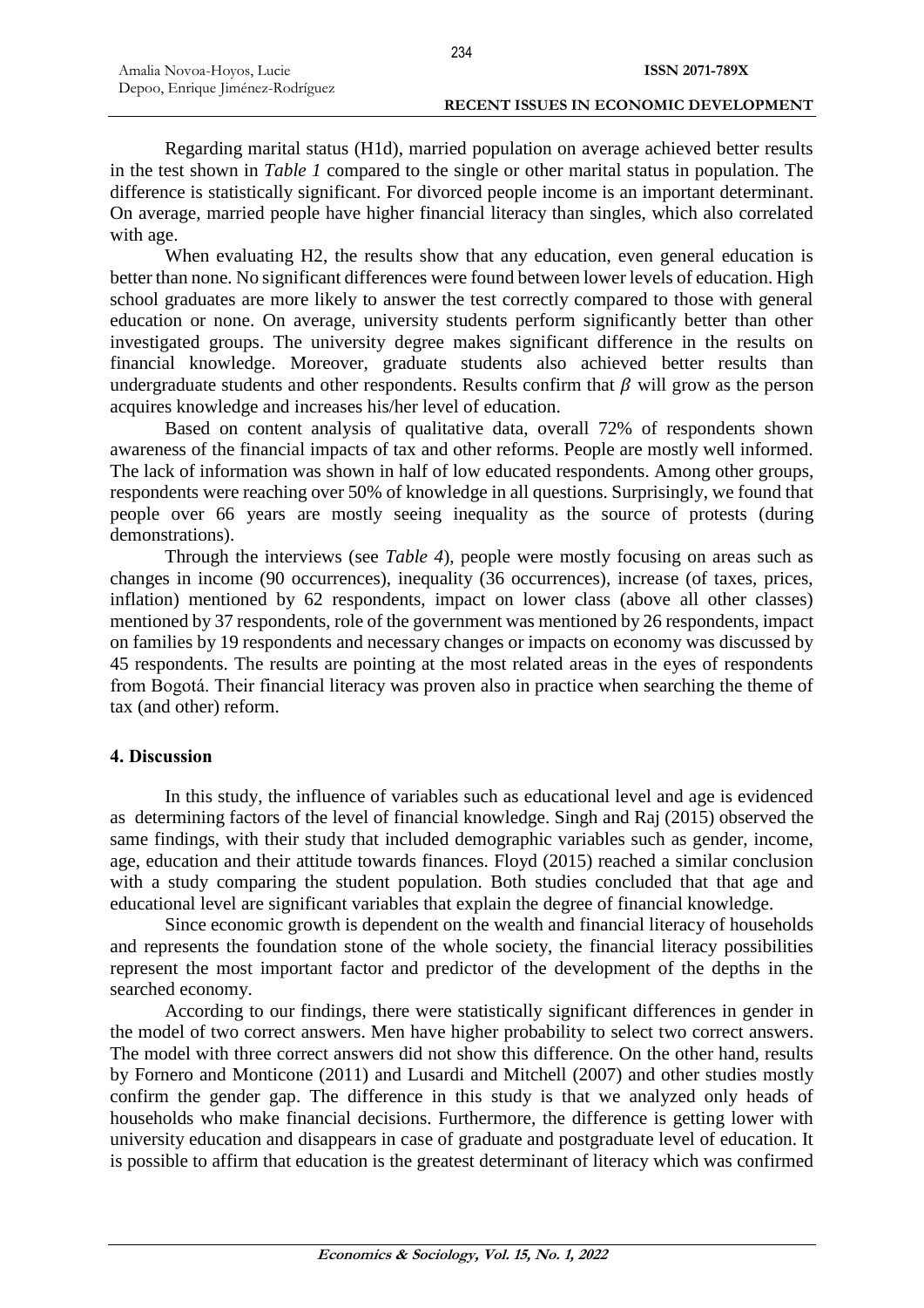Regarding marital status (H1d), married population on average achieved better results in the test shown in *Table 1* compared to the single or other marital status in population. The difference is statistically significant. For divorced people income is an important determinant. On average, married people have higher financial literacy than singles, which also correlated with age.

When evaluating H2, the results show that any education, even general education is better than none. No significant differences were found between lower levels of education. High school graduates are more likely to answer the test correctly compared to those with general education or none. On average, university students perform significantly better than other investigated groups. The university degree makes significant difference in the results on financial knowledge. Moreover, graduate students also achieved better results than undergraduate students and other respondents. Results confirm that $\beta$ will grow as the person acquires knowledge and increases his/her level of education.

Based on content analysis of qualitative data, overall 72% of respondents shown awareness of the financial impacts of tax and other reforms. People are mostly well informed. The lack of information was shown in half of low educated respondents. Among other groups, respondents were reaching over 50% of knowledge in all questions. Surprisingly, we found that people over 66 years are mostly seeing inequality as the source of protests (during demonstrations).

Through the interviews (see *Table 4*), people were mostly focusing on areas such as changes in income (90 occurrences), inequality (36 occurrences), increase (of taxes, prices, inflation) mentioned by 62 respondents, impact on lower class (above all other classes) mentioned by 37 respondents, role of the government was mentioned by 26 respondents, impact on families by 19 respondents and necessary changes or impacts on economy was discussed by 45 respondents. The results are pointing at the most related areas in the eyes of respondents from Bogotá. Their financial literacy was proven also in practice when searching the theme of tax (and other) reform.

## 4. Discussion

In this study, the influence of variables such as educational level and age is evidenced as determining factors of the level of financial knowledge. Singh and Raj (2015) observed the same findings, with their study that included demographic variables such as gender, income, age, education and their attitude towards finances. Floyd (2015) reached a similar conclusion with a study comparing the student population. Both studies concluded that that age and educational level are significant variables that explain the degree of financial knowledge.

Since economic growth is dependent on the wealth and financial literacy of households and represents the foundation stone of the whole society, the financial literacy possibilities represent the most important factor and predictor of the development of the depths in the searched economy.

According to our findings, there were statistically significant differences in gender in the model of two correct answers. Men have higher probability to select two correct answers. The model with three correct answers did not show this difference. On the other hand, results by Fornero and Monticone (2011) and Lusardi and Mitchell (2007) and other studies mostly confirm the gender gap. The difference in this study is that we analyzed only heads of households who make financial decisions. Furthermore, the difference is getting lower with university education and disappears in case of graduate and postgraduate level of education. It is possible to affirm that education is the greatest determinant of literacy which was confirmed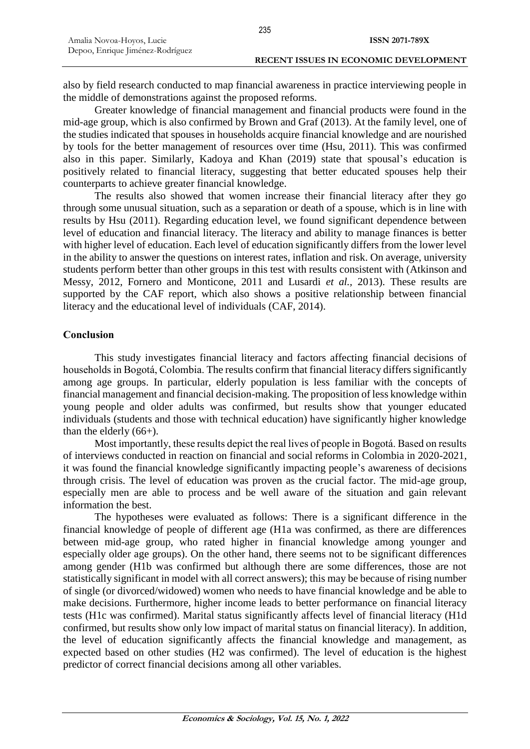also by field research conducted to map financial awareness in practice interviewing people in the middle of demonstrations against the proposed reforms.

Greater knowledge of financial management and financial products were found in the mid-age group, which is also confirmed by Brown and Graf (2013). At the family level, one of the studies indicated that spouses in households acquire financial knowledge and are nourished by tools for the better management of resources over time (Hsu, 2011). This was confirmed also in this paper. Similarly, Kadoya and Khan (2019) state that spousal's education is positively related to financial literacy, suggesting that better educated spouses help their counterparts to achieve greater financial knowledge.

The results also showed that women increase their financial literacy after they go through some unusual situation, such as a separation or death of a spouse, which is in line with results by Hsu (2011). Regarding education level, we found significant dependence between level of education and financial literacy. The literacy and ability to manage finances is better with higher level of education. Each level of education significantly differs from the lower level in the ability to answer the questions on interest rates, inflation and risk. On average, university students perform better than other groups in this test with results consistent with (Atkinson and Messy, 2012, Fornero and Monticone, 2011 and Lusardi *et al.*, 2013). These results are supported by the CAF report, which also shows a positive relationship between financial literacy and the educational level of individuals (CAF, 2014).

## Conclusion

This study investigates financial literacy and factors affecting financial decisions of households in Bogotá, Colombia. The results confirm that financial literacy differs significantly among age groups. In particular, elderly population is less familiar with the concepts of financial management and financial decision-making. The proposition of less knowledge within young people and older adults was confirmed, but results show that younger educated individuals (students and those with technical education) have significantly higher knowledge than the elderly (66+).

Most importantly, these results depict the real lives of people in Bogotá. Based on results of interviews conducted in reaction on financial and social reforms in Colombia in 2020-2021, it was found the financial knowledge significantly impacting people's awareness of decisions through crisis. The level of education was proven as the crucial factor. The mid-age group, especially men are able to process and be well aware of the situation and gain relevant information the best.

The hypotheses were evaluated as follows: There is a significant difference in the financial knowledge of people of different age (H1a was confirmed, as there are differences between mid-age group, who rated higher in financial knowledge among younger and especially older age groups). On the other hand, there seems not to be significant differences among gender (H1b was confirmed but although there are some differences, those are not statistically significant in model with all correct answers); this may be because of rising number of single (or divorced/widowed) women who needs to have financial knowledge and be able to make decisions. Furthermore, higher income leads to better performance on financial literacy tests (H1c was confirmed). Marital status significantly affects level of financial literacy (H1d confirmed, but results show only low impact of marital status on financial literacy). In addition, the level of education significantly affects the financial knowledge and management, as expected based on other studies (H2 was confirmed). The level of education is the highest predictor of correct financial decisions among all other variables.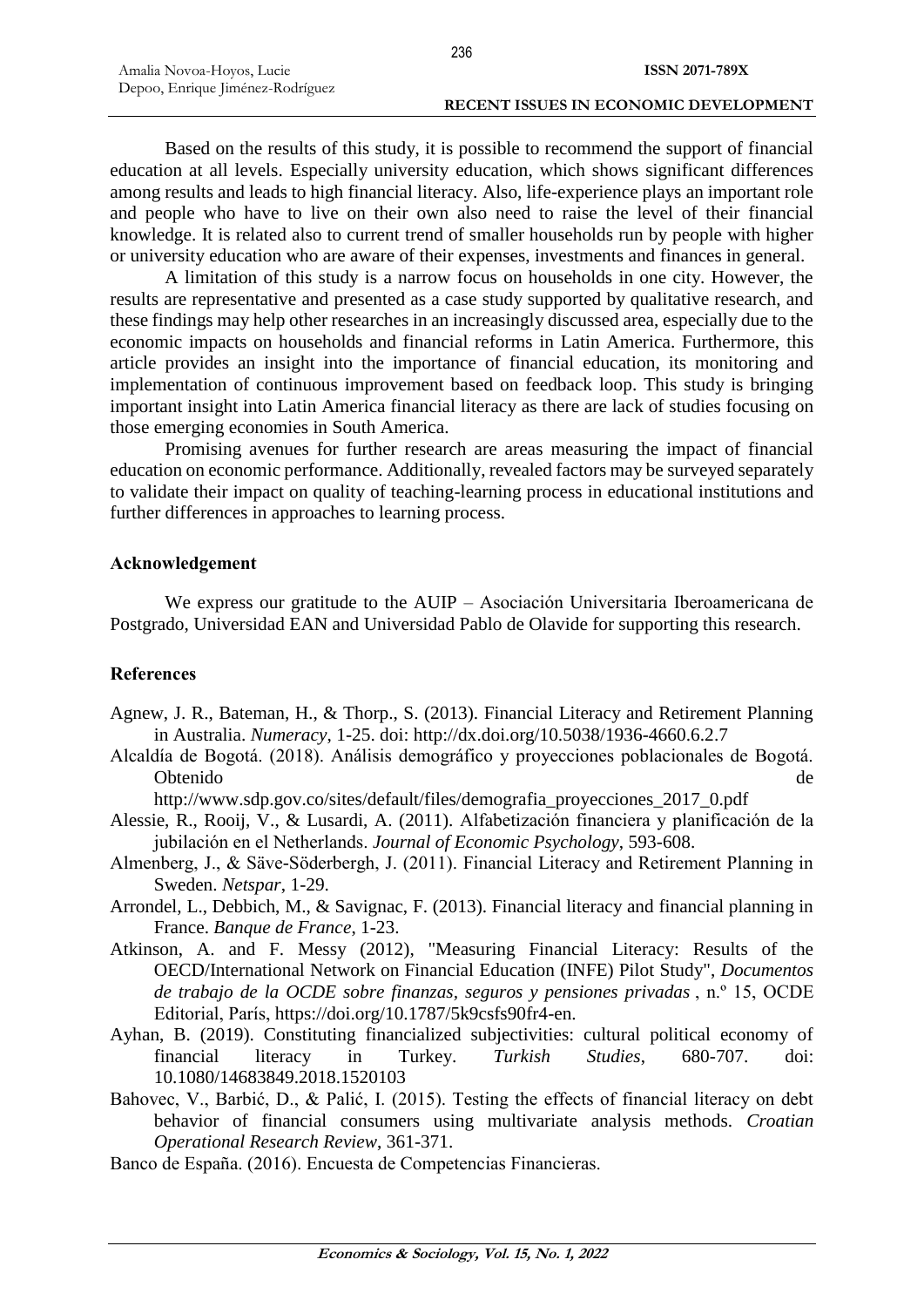Based on the results of this study, it is possible to recommend the support of financial education at all levels. Especially university education, which shows significant differences among results and leads to high financial literacy. Also, life-experience plays an important role and people who have to live on their own also need to raise the level of their financial knowledge. It is related also to current trend of smaller households run by people with higher or university education who are aware of their expenses, investments and finances in general.

A limitation of this study is a narrow focus on households in one city. However, the results are representative and presented as a case study supported by qualitative research, and these findings may help other researches in an increasingly discussed area, especially due to the economic impacts on households and financial reforms in Latin America. Furthermore, this article provides an insight into the importance of financial education, its monitoring and implementation of continuous improvement based on feedback loop. This study is bringing important insight into Latin America financial literacy as there are lack of studies focusing on those emerging economies in South America.

Promising avenues for further research are areas measuring the impact of financial education on economic performance. Additionally, revealed factors may be surveyed separately to validate their impact on quality of teaching-learning process in educational institutions and further differences in approaches to learning process.

## Acknowledgement

We express our gratitude to the AUIP – Asociación Universitaria Iberoamericana de Postgrado, Universidad EAN and Universidad Pablo de Olavide for supporting this research.

## References

Agnew, J. R., Bateman, H., & Thorp., S. (2013). Financial Literacy and Retirement Planning in Australia. *Numeracy*, 1-25. doi: http://dx.doi.org/10.5038/1936-4660.6.2.7

Alcaldía de Bogotá. (2018). Análisis demográfico y proyecciones poblacionales de Bogotá. Obtenido de http://www.sdp.gov.co/sites/default/files/demografia_proyecciones_2017_0.pdf

Alessie, R., Rooij, V., & Lusardi, A. (2011). Alfabetización financiera y planificación de la jubilación en el Netherlands. *Journal of Economic Psychology*, 593-608.

Almenberg, J., & Säve-Söderbergh, J. (2011). Financial Literacy and Retirement Planning in Sweden. *Netspar*, 1-29.

Arrondel, L., Debbich, M., & Savignac, F. (2013). Financial literacy and financial planning in France. *Banque de France*, 1-23.

Atkinson, A. and F. Messy (2012), "Measuring Financial Literacy: Results of the OECD/International Network on Financial Education (INFE) Pilot Study", *Documentos de trabajo de la OCDE sobre finanzas, seguros y pensiones privadas* , n.º 15, OCDE Editorial, París, https://doi.org/10.1787/5k9csfs90fr4-en.

Ayhan, B. (2019). Constituting financialized subjectivities: cultural political economy of financial literacy in Turkey. *Turkish Studies*, 680-707. doi: 10.1080/14683849.2018.1520103

Bahovec, V., Barbić, D., & Palić, I. (2015). Testing the effects of financial literacy on debt behavior of financial consumers using multivariate analysis methods. *Croatian Operational Research Review*, 361-371.

Banco de España. (2016). Encuesta de Competencias Financieras.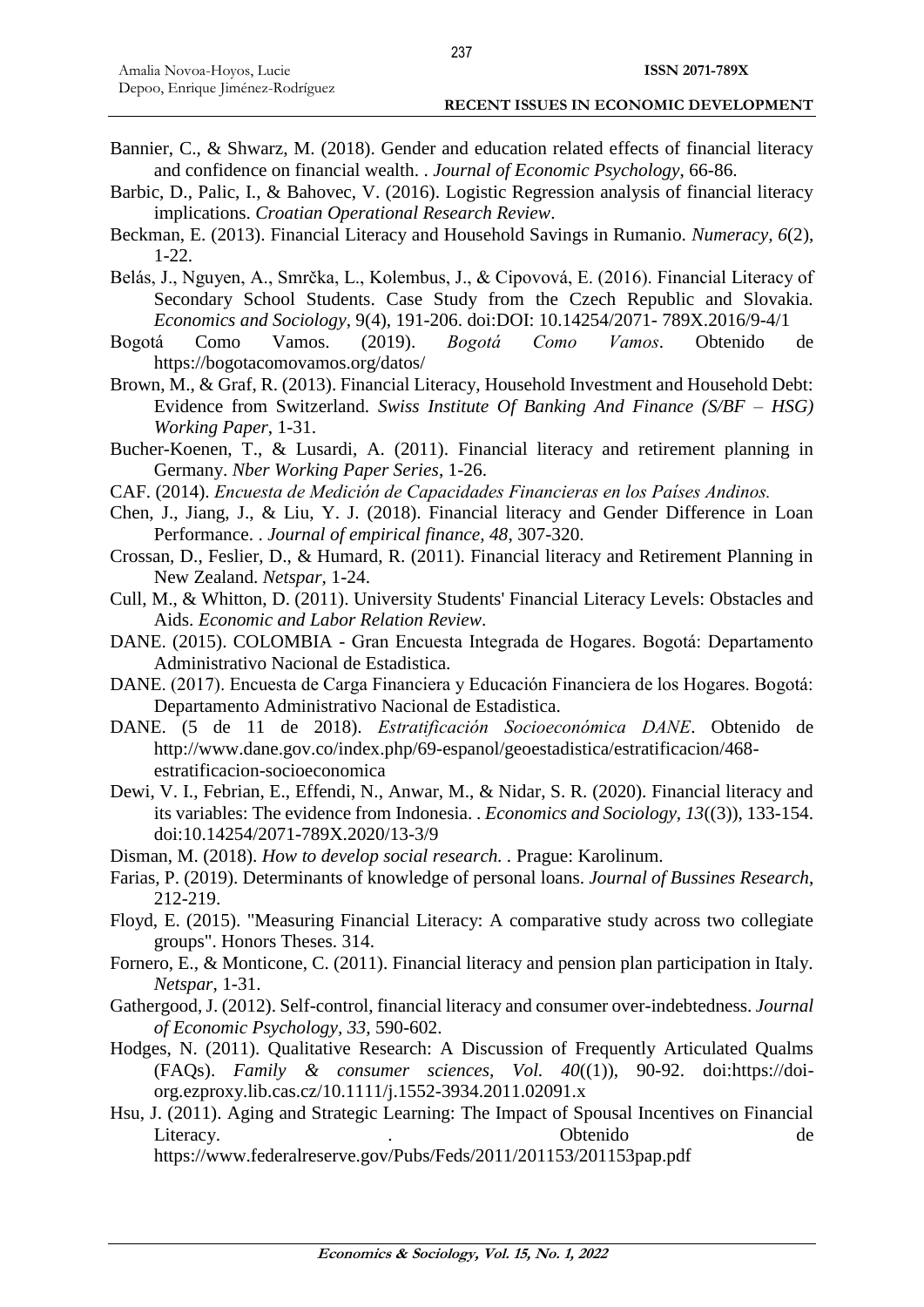Bannier, C., & Shwarz, M. (2018). Gender and education related effects of financial literacy and confidence on financial wealth. . *Journal of Economic Psychology*, 66-86.

Barbic, D., Palic, I., & Bahovec, V. (2016). Logistic Regression analysis of financial literacy implications. *Croatian Operational Research Review*.

Beckman, E. (2013). Financial Literacy and Household Savings in Rumanio. *Numeracy*, *6*(2), 1-22.

Belás, J., Nguyen, A., Smrčka, L., Kolembus, J., & Cipovová, E. (2016). Financial Literacy of Secondary School Students. Case Study from the Czech Republic and Slovakia. *Economics and Sociology*, 9(4), 191-206. doi:DOI: 10.14254/2071- 789X.2016/9-4/1

Bogotá Como Vamos. (2019). *Bogotá Como Vamos*. Obtenido de https://bogotacomovamos.org/datos/

Brown, M., & Graf, R. (2013). Financial Literacy, Household Investment and Household Debt: Evidence from Switzerland. *Swiss Institute Of Banking And Finance (S/BF – HSG) Working Paper*, 1-31.

Bucher-Koenen, T., & Lusardi, A. (2011). Financial literacy and retirement planning in Germany. *Nber Working Paper Series*, 1-26.

CAF. (2014). *Encuesta de Medición de Capacidades Financieras en los Países Andinos.*

Chen, J., Jiang, J., & Liu, Y. J. (2018). Financial literacy and Gender Difference in Loan Performance. . *Journal of empirical finance, 48*, 307-320.

Crossan, D., Feslier, D., & Humard, R. (2011). Financial literacy and Retirement Planning in New Zealand. *Netspar*, 1-24.

Cull, M., & Whitton, D. (2011). University Students' Financial Literacy Levels: Obstacles and Aids. *Economic and Labor Relation Review*.

DANE. (2015). COLOMBIA - Gran Encuesta Integrada de Hogares. Bogotá: Departamento Administrativo Nacional de Estadistica.

DANE. (2017). Encuesta de Carga Financiera y Educación Financiera de los Hogares. Bogotá: Departamento Administrativo Nacional de Estadistica.

DANE. (5 de 11 de 2018). *Estratificación Socioeconómica DANE*. Obtenido de http://www.dane.gov.co/index.php/69-espanol/geoestadistica/estratificacion/468-estratificacion-socioeconomica

Dewi, V. I., Febrian, E., Effendi, N., Anwar, M., & Nidar, S. R. (2020). Financial literacy and its variables: The evidence from Indonesia. . *Economics and Sociology*, *13*((3)), 133-154. doi:10.14254/2071-789X.2020/13-3/9

Disman, M. (2018). *How to develop social research.* . Prague: Karolinum.

Farias, P. (2019). Determinants of knowledge of personal loans. *Journal of Bussines Research*, 212-219.

Floyd, E. (2015). "Measuring Financial Literacy: A comparative study across two collegiate groups". Honors Theses. 314.

Fornero, E., & Monticone, C. (2011). Financial literacy and pension plan participation in Italy. *Netspar*, 1-31.

Gathergood, J. (2012). Self-control, financial literacy and consumer over-indebtedness. *Journal of Economic Psychology*, *33*, 590-602.

Hodges, N. (2011). Qualitative Research: A Discussion of Frequently Articulated Qualms (FAQs). *Family & consumer sciences*, *Vol. 40*((1)), 90-92. doi:https://doi-org.ezproxy.lib.cas.cz/10.1111/j.1552-3934.2011.02091.x

Hsu, J. (2011). Aging and Strategic Learning: The Impact of Spousal Incentives on Financial Literacy. . Obtenido de https://www.federalreserve.gov/Pubs/Feds/2011/201153/201153pap.pdf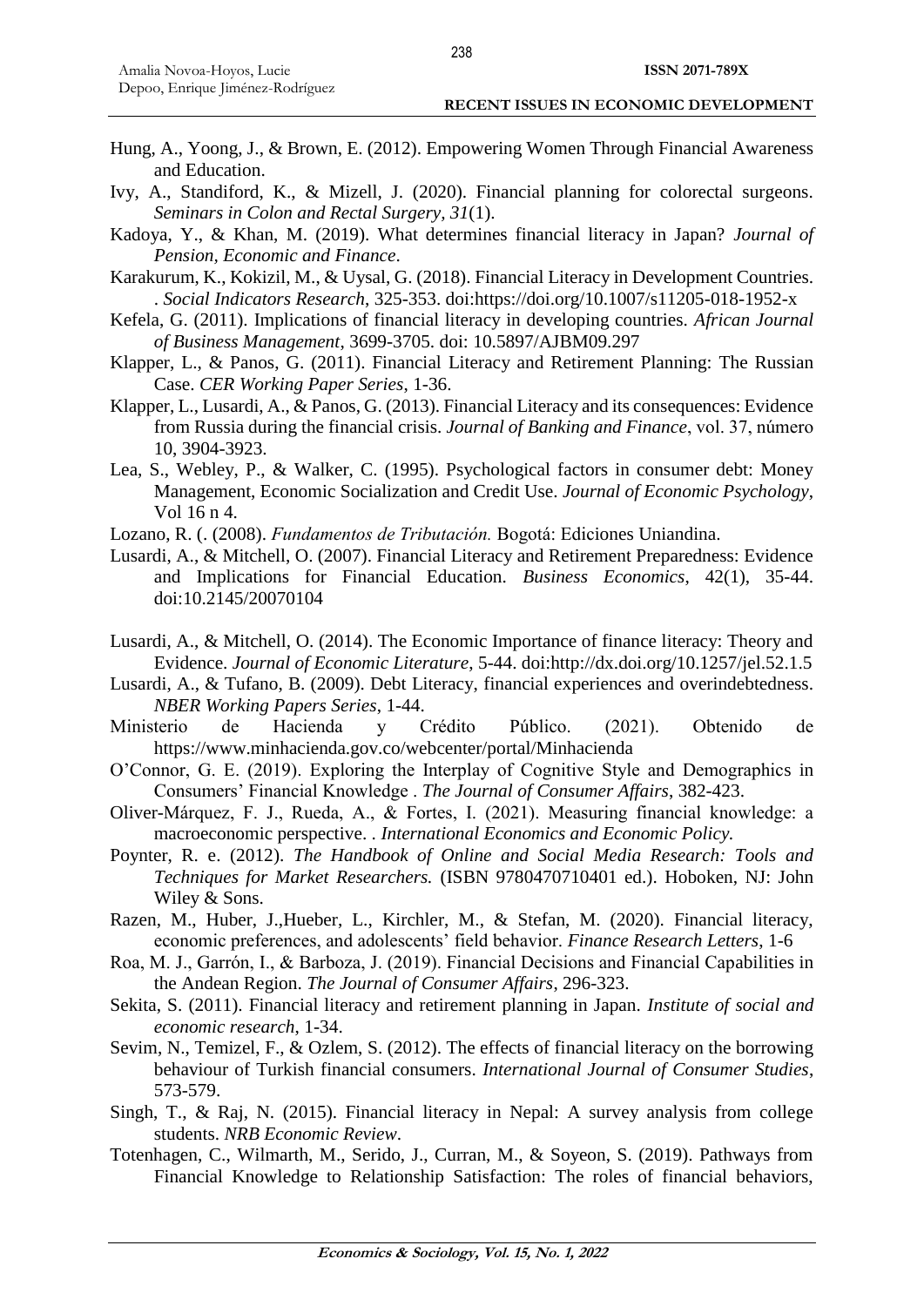Hung, A., Yoong, J., & Brown, E. (2012). Empowering Women Through Financial Awareness and Education.

Ivy, A., Standiford, K., & Mizell, J. (2020). Financial planning for colorectal surgeons. *Seminars in Colon and Rectal Surgery, 31*(1).

Kadoya, Y., & Khan, M. (2019). What determines financial literacy in Japan? *Journal of Pension, Economic and Finance*.

Karakurum, K., Kokizil, M., & Uysal, G. (2018). Financial Literacy in Development Countries. . *Social Indicators Research*, 325-353. doi:https://doi.org/10.1007/s11205-018-1952-x

Kefela, G. (2011). Implications of financial literacy in developing countries. *African Journal of Business Management*, 3699-3705. doi: 10.5897/AJBM09.297

Klapper, L., & Panos, G. (2011). Financial Literacy and Retirement Planning: The Russian Case. *CER Working Paper Series*, 1-36.

Klapper, L., Lusardi, A., & Panos, G. (2013). Financial Literacy and its consequences: Evidence from Russia during the financial crisis. *Journal of Banking and Finance*, vol. 37, número 10, 3904-3923.

Lea, S., Webley, P., & Walker, C. (1995). Psychological factors in consumer debt: Money Management, Economic Socialization and Credit Use. *Journal of Economic Psychology*, Vol 16 n 4.

Lozano, R. (. (2008). *Fundamentos de Tributación.* Bogotá: Ediciones Uniandina.

Lusardi, A., & Mitchell, O. (2007). Financial Literacy and Retirement Preparedness: Evidence and Implications for Financial Education. *Business Economics*, 42(1), 35-44. doi:10.2145/20070104

Lusardi, A., & Mitchell, O. (2014). The Economic Importance of finance literacy: Theory and Evidence. *Journal of Economic Literature*, 5-44. doi:http://dx.doi.org/10.1257/jel.52.1.5

Lusardi, A., & Tufano, B. (2009). Debt Literacy, financial experiences and overindebtedness. *NBER Working Papers Series*, 1-44.

Ministerio de Hacienda y Crédito Público. (2021). Obtenido de https://www.minhacienda.gov.co/webcenter/portal/Minhacienda

O'Connor, G. E. (2019). Exploring the Interplay of Cognitive Style and Demographics in Consumers' Financial Knowledge . *The Journal of Consumer Affairs*, 382-423.

Oliver-Márquez, F. J., Rueda, A., & Fortes, I. (2021). Measuring financial knowledge: a macroeconomic perspective. . *International Economics and Economic Policy.*

Poynter, R. e. (2012). *The Handbook of Online and Social Media Research: Tools and Techniques for Market Researchers.* (ISBN 9780470710401 ed.). Hoboken, NJ: John Wiley & Sons.

Razen, M., Huber, J.,Hueber, L., Kirchler, M., & Stefan, M. (2020). Financial literacy, economic preferences, and adolescents' field behavior. *Finance Research Letters*, 1-6

Roa, M. J., Garrón, I., & Barboza, J. (2019). Financial Decisions and Financial Capabilities in the Andean Region. *The Journal of Consumer Affairs*, 296-323.

Sekita, S. (2011). Financial literacy and retirement planning in Japan. *Institute of social and economic research*, 1-34.

Sevim, N., Temizel, F., & Ozlem, S. (2012). The effects of financial literacy on the borrowing behaviour of Turkish financial consumers. *International Journal of Consumer Studies*, 573-579.

Singh, T., & Raj, N. (2015). Financial literacy in Nepal: A survey analysis from college students. *NRB Economic Review*.

Totenhagen, C., Wilmarth, M., Serido, J., Curran, M., & Soyeon, S. (2019). Pathways from Financial Knowledge to Relationship Satisfaction: The roles of financial behaviors,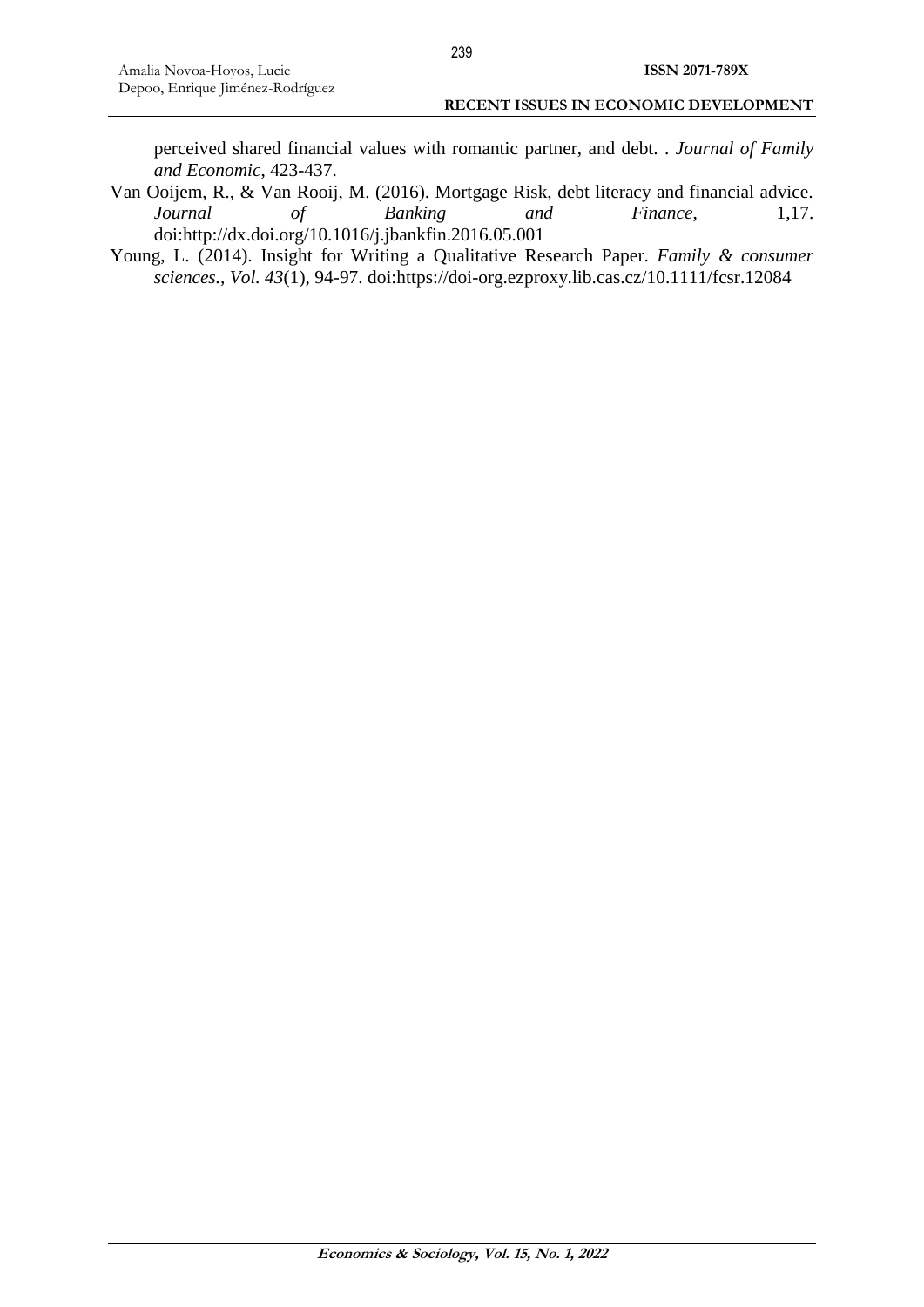perceived shared financial values with romantic partner, and debt. . *Journal of Family and Economic*, 423-437.

Van Ooijem, R., & Van Rooij, M. (2016). Mortgage Risk, debt literacy and financial advice. *Journal of Banking and Finance*, 1,17. doi:http://dx.doi.org/10.1016/j.jbankfin.2016.05.001

Young, L. (2014). Insight for Writing a Qualitative Research Paper. *Family & consumer sciences., Vol. 43*(1), 94-97. doi:https://doi-org.ezproxy.lib.cas.cz/10.1111/fcsr.12084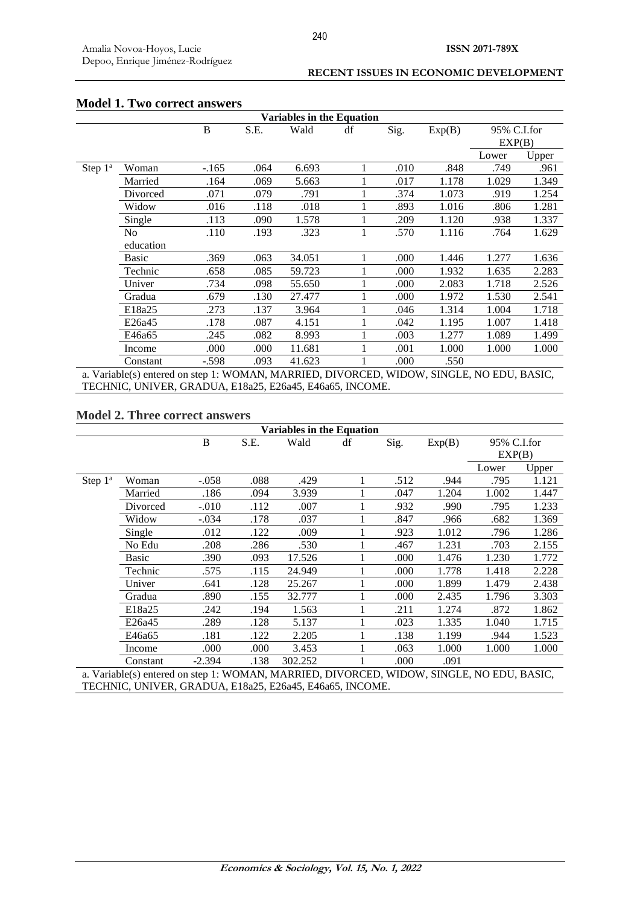## Model 1. Two correct answers

| Variables in the Equation | | | | | | | | | |
|---|---|---|---|---|---|---|---|---|---|
| | | B | S.E. | Wald | df | Sig. | Exp(B) | 95% C.I.for EXP(B) | |
| | | | | | | | | Lower | Upper |
| Step 1[a] | Woman | -.165 | .064 | 6.693 | 1 | .010 | .848 | .749 | .961 |
| | Married | .164 | .069 | 5.663 | 1 | .017 | 1.178 | 1.029 | 1.349 |
| | Divorced | .071 | .079 | .791 | 1 | .374 | 1.073 | .919 | 1.254 |
| | Widow | .016 | .118 | .018 | 1 | .893 | 1.016 | .806 | 1.281 |
| | Single | .113 | .090 | 1.578 | 1 | .209 | 1.120 | .938 | 1.337 |
| | No education | .110 | .193 | .323 | 1 | .570 | 1.116 | .764 | 1.629 |
| | Basic | .369 | .063 | 34.051 | 1 | .000 | 1.446 | 1.277 | 1.636 |
| | Technic | .658 | .085 | 59.723 | 1 | .000 | 1.932 | 1.635 | 2.283 |
| | Univer | .734 | .098 | 55.650 | 1 | .000 | 2.083 | 1.718 | 2.526 |
| | Gradua | .679 | .130 | 27.477 | 1 | .000 | 1.972 | 1.530 | 2.541 |
| | E18a25 | .273 | .137 | 3.964 | 1 | .046 | 1.314 | 1.004 | 1.718 |
| | E26a45 | .178 | .087 | 4.151 | 1 | .042 | 1.195 | 1.007 | 1.418 |
| | E46a65 | .245 | .082 | 8.993 | 1 | .003 | 1.277 | 1.089 | 1.499 |
| | Income | .000 | .000 | 11.681 | 1 | .001 | 1.000 | 1.000 | 1.000 |
| | Constant | -.598 | .093 | 41.623 | 1 | .000 | .550 | | |

a. Variable(s) entered on step 1: WOMAN, MARRIED, DIVORCED, WIDOW, SINGLE, NO EDU, BASIC, TECHNIC, UNIVER, GRADUA, E18a25, E26a45, E46a65, INCOME.

## Model 2. Three correct answers

| Variables in the Equation | | | | | | | | | |
|---|---|---|---|---|---|---|---|---|---|
| | | B | S.E. | Wald | df | Sig. | Exp(B) | 95% C.I.for EXP(B) | |
| | | | | | | | | Lower | Upper |
| Step 1[a] | Woman | -.058 | .088 | .429 | 1 | .512 | .944 | .795 | 1.121 |
| | Married | .186 | .094 | 3.939 | 1 | .047 | 1.204 | 1.002 | 1.447 |
| | Divorced | -.010 | .112 | .007 | 1 | .932 | .990 | .795 | 1.233 |
| | Widow | -.034 | .178 | .037 | 1 | .847 | .966 | .682 | 1.369 |
| | Single | .012 | .122 | .009 | 1 | .923 | 1.012 | .796 | 1.286 |
| | No Edu | .208 | .286 | .530 | 1 | .467 | 1.231 | .703 | 2.155 |
| | Basic | .390 | .093 | 17.526 | 1 | .000 | 1.476 | 1.230 | 1.772 |
| | Technic | .575 | .115 | 24.949 | 1 | .000 | 1.778 | 1.418 | 2.228 |
| | Univer | .641 | .128 | 25.267 | 1 | .000 | 1.899 | 1.479 | 2.438 |
| | Gradua | .890 | .155 | 32.777 | 1 | .000 | 2.435 | 1.796 | 3.303 |
| | E18a25 | .242 | .194 | 1.563 | 1 | .211 | 1.274 | .872 | 1.862 |
| | E26a45 | .289 | .128 | 5.137 | 1 | .023 | 1.335 | 1.040 | 1.715 |
| | E46a65 | .181 | .122 | 2.205 | 1 | .138 | 1.199 | .944 | 1.523 |
| | Income | .000 | .000 | 3.453 | 1 | .063 | 1.000 | 1.000 | 1.000 |
| | Constant | -2.394 | .138 | 302.252 | 1 | .000 | .091 | | |

a. Variable(s) entered on step 1: WOMAN, MARRIED, DIVORCED, WIDOW, SINGLE, NO EDU, BASIC, TECHNIC, UNIVER, GRADUA, E18a25, E26a45, E46a65, INCOME.